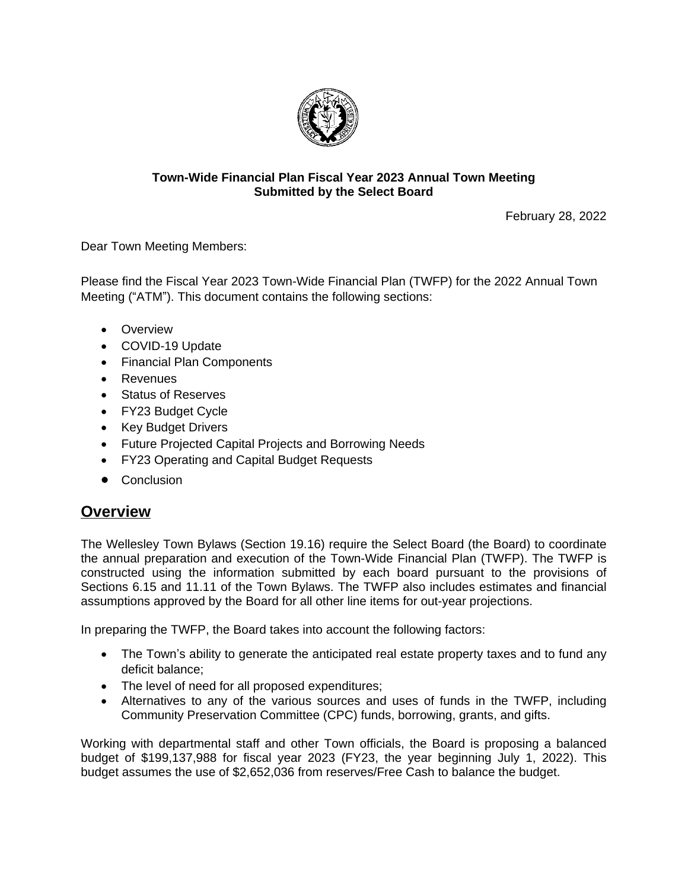**Town-Wide Financial Plan Fiscal Year 2023 Annual Town Meeting**
**Submitted by the Select Board**

February 28, 2022

Dear Town Meeting Members:

Please find the Fiscal Year 2023 Town-Wide Financial Plan (TWFP) for the 2022 Annual Town Meeting ("ATM"). This document contains the following sections:

- Overview
- COVID-19 Update
- Financial Plan Components
- Revenues
- Status of Reserves
- FY23 Budget Cycle
- Key Budget Drivers
- Future Projected Capital Projects and Borrowing Needs
- FY23 Operating and Capital Budget Requests
- Conclusion

## Overview

The Wellesley Town Bylaws (Section 19.16) require the Select Board (the Board) to coordinate the annual preparation and execution of the Town-Wide Financial Plan (TWFP). The TWFP is constructed using the information submitted by each board pursuant to the provisions of Sections 6.15 and 11.11 of the Town Bylaws. The TWFP also includes estimates and financial assumptions approved by the Board for all other line items for out-year projections.

In preparing the TWFP, the Board takes into account the following factors:

- The Town's ability to generate the anticipated real estate property taxes and to fund any deficit balance;
- The level of need for all proposed expenditures;
- Alternatives to any of the various sources and uses of funds in the TWFP, including Community Preservation Committee (CPC) funds, borrowing, grants, and gifts.

Working with departmental staff and other Town officials, the Board is proposing a balanced budget of $199,137,988 for fiscal year 2023 (FY23, the year beginning July 1, 2022). This budget assumes the use of $2,652,036 from reserves/Free Cash to balance the budget.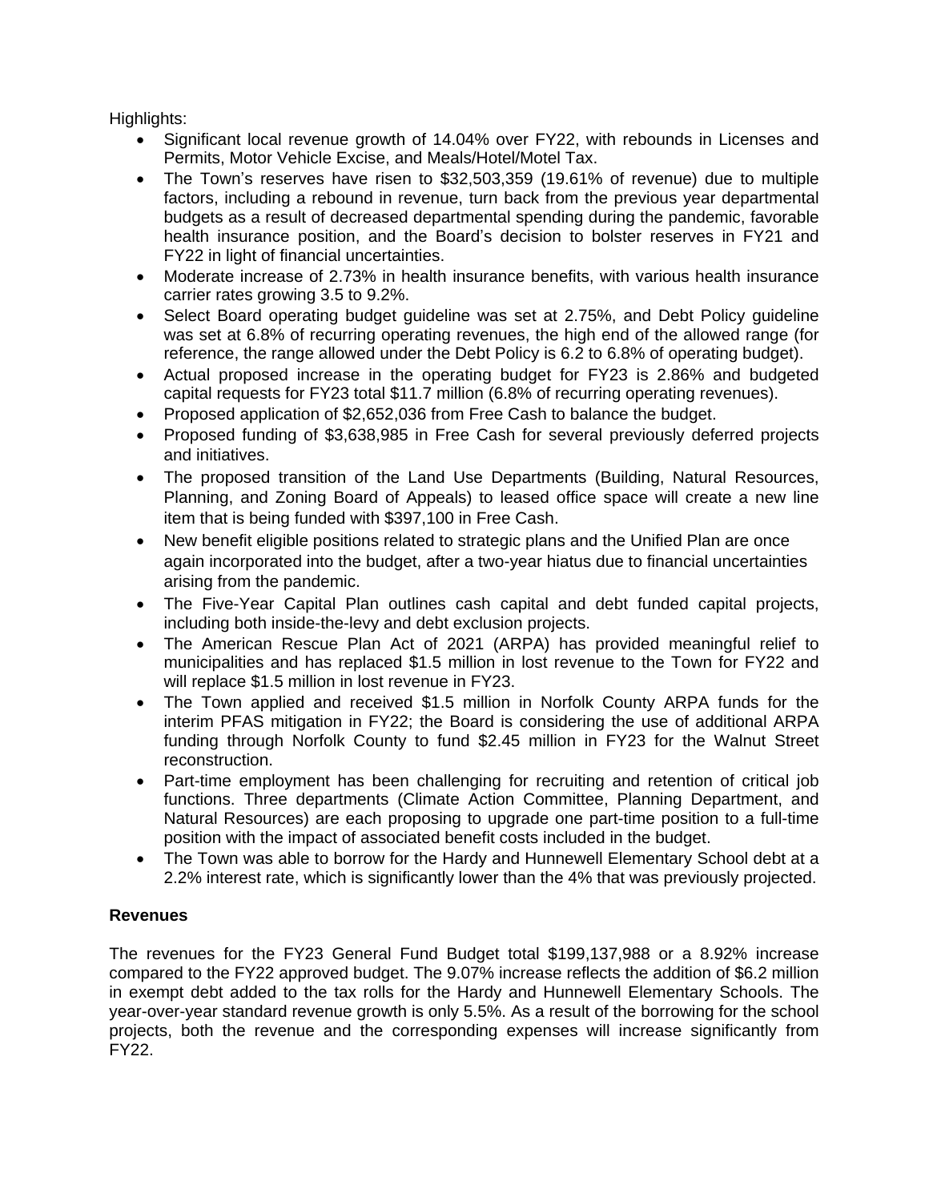Highlights:

- Significant local revenue growth of 14.04% over FY22, with rebounds in Licenses and Permits, Motor Vehicle Excise, and Meals/Hotel/Motel Tax.
- The Town's reserves have risen to $32,503,359 (19.61% of revenue) due to multiple factors, including a rebound in revenue, turn back from the previous year departmental budgets as a result of decreased departmental spending during the pandemic, favorable health insurance position, and the Board's decision to bolster reserves in FY21 and FY22 in light of financial uncertainties.
- Moderate increase of 2.73% in health insurance benefits, with various health insurance carrier rates growing 3.5 to 9.2%.
- Select Board operating budget guideline was set at 2.75%, and Debt Policy guideline was set at 6.8% of recurring operating revenues, the high end of the allowed range (for reference, the range allowed under the Debt Policy is 6.2 to 6.8% of operating budget).
- Actual proposed increase in the operating budget for FY23 is 2.86% and budgeted capital requests for FY23 total $11.7 million (6.8% of recurring operating revenues).
- Proposed application of $2,652,036 from Free Cash to balance the budget.
- Proposed funding of $3,638,985 in Free Cash for several previously deferred projects and initiatives.
- The proposed transition of the Land Use Departments (Building, Natural Resources, Planning, and Zoning Board of Appeals) to leased office space will create a new line item that is being funded with $397,100 in Free Cash.
- New benefit eligible positions related to strategic plans and the Unified Plan are once again incorporated into the budget, after a two-year hiatus due to financial uncertainties arising from the pandemic.
- The Five-Year Capital Plan outlines cash capital and debt funded capital projects, including both inside-the-levy and debt exclusion projects.
- The American Rescue Plan Act of 2021 (ARPA) has provided meaningful relief to municipalities and has replaced $1.5 million in lost revenue to the Town for FY22 and will replace $1.5 million in lost revenue in FY23.
- The Town applied and received $1.5 million in Norfolk County ARPA funds for the interim PFAS mitigation in FY22; the Board is considering the use of additional ARPA funding through Norfolk County to fund $2.45 million in FY23 for the Walnut Street reconstruction.
- Part-time employment has been challenging for recruiting and retention of critical job functions. Three departments (Climate Action Committee, Planning Department, and Natural Resources) are each proposing to upgrade one part-time position to a full-time position with the impact of associated benefit costs included in the budget.
- The Town was able to borrow for the Hardy and Hunnewell Elementary School debt at a 2.2% interest rate, which is significantly lower than the 4% that was previously projected.

**Revenues**

The revenues for the FY23 General Fund Budget total $199,137,988 or a 8.92% increase compared to the FY22 approved budget. The 9.07% increase reflects the addition of $6.2 million in exempt debt added to the tax rolls for the Hardy and Hunnewell Elementary Schools. The year-over-year standard revenue growth is only 5.5%. As a result of the borrowing for the school projects, both the revenue and the corresponding expenses will increase significantly from FY22.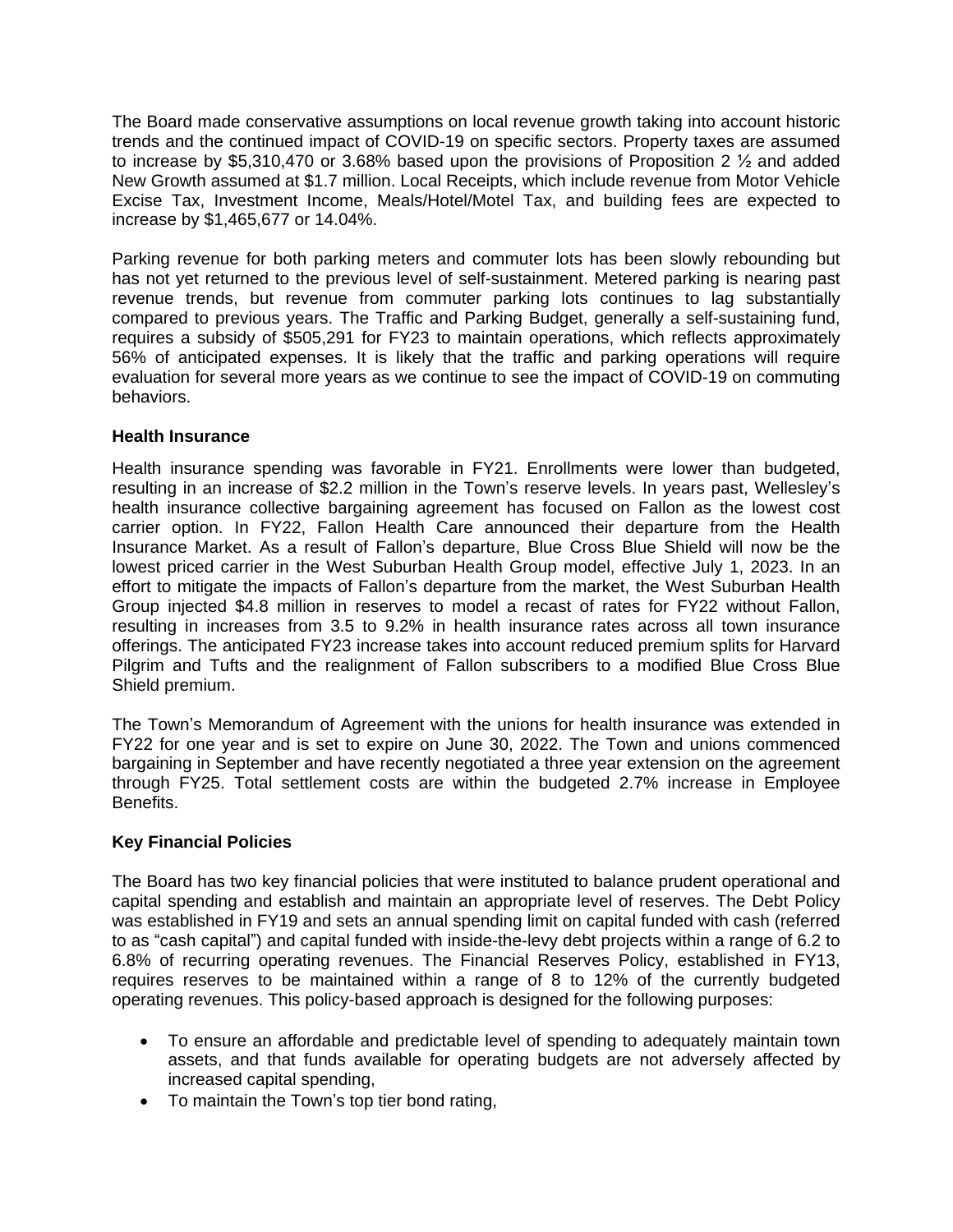The Board made conservative assumptions on local revenue growth taking into account historic trends and the continued impact of COVID-19 on specific sectors. Property taxes are assumed to increase by $5,310,470 or 3.68% based upon the provisions of Proposition 2 ½ and added New Growth assumed at $1.7 million. Local Receipts, which include revenue from Motor Vehicle Excise Tax, Investment Income, Meals/Hotel/Motel Tax, and building fees are expected to increase by $1,465,677 or 14.04%.

Parking revenue for both parking meters and commuter lots has been slowly rebounding but has not yet returned to the previous level of self-sustainment. Metered parking is nearing past revenue trends, but revenue from commuter parking lots continues to lag substantially compared to previous years. The Traffic and Parking Budget, generally a self-sustaining fund, requires a subsidy of $505,291 for FY23 to maintain operations, which reflects approximately 56% of anticipated expenses. It is likely that the traffic and parking operations will require evaluation for several more years as we continue to see the impact of COVID-19 on commuting behaviors.

**Health Insurance**

Health insurance spending was favorable in FY21. Enrollments were lower than budgeted, resulting in an increase of $2.2 million in the Town's reserve levels. In years past, Wellesley's health insurance collective bargaining agreement has focused on Fallon as the lowest cost carrier option. In FY22, Fallon Health Care announced their departure from the Health Insurance Market. As a result of Fallon's departure, Blue Cross Blue Shield will now be the lowest priced carrier in the West Suburban Health Group model, effective July 1, 2023. In an effort to mitigate the impacts of Fallon's departure from the market, the West Suburban Health Group injected $4.8 million in reserves to model a recast of rates for FY22 without Fallon, resulting in increases from 3.5 to 9.2% in health insurance rates across all town insurance offerings. The anticipated FY23 increase takes into account reduced premium splits for Harvard Pilgrim and Tufts and the realignment of Fallon subscribers to a modified Blue Cross Blue Shield premium.

The Town's Memorandum of Agreement with the unions for health insurance was extended in FY22 for one year and is set to expire on June 30, 2022. The Town and unions commenced bargaining in September and have recently negotiated a three year extension on the agreement through FY25. Total settlement costs are within the budgeted 2.7% increase in Employee Benefits.

**Key Financial Policies**

The Board has two key financial policies that were instituted to balance prudent operational and capital spending and establish and maintain an appropriate level of reserves. The Debt Policy was established in FY19 and sets an annual spending limit on capital funded with cash (referred to as "cash capital") and capital funded with inside-the-levy debt projects within a range of 6.2 to 6.8% of recurring operating revenues. The Financial Reserves Policy, established in FY13, requires reserves to be maintained within a range of 8 to 12% of the currently budgeted operating revenues. This policy-based approach is designed for the following purposes:

- To ensure an affordable and predictable level of spending to adequately maintain town assets, and that funds available for operating budgets are not adversely affected by increased capital spending,
- To maintain the Town's top tier bond rating,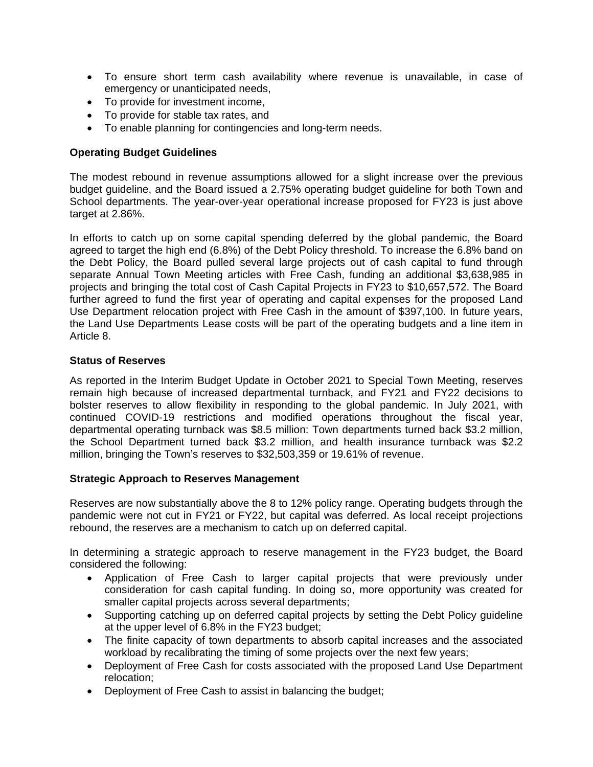- To ensure short term cash availability where revenue is unavailable, in case of emergency or unanticipated needs,
- To provide for investment income,
- To provide for stable tax rates, and
- To enable planning for contingencies and long-term needs.

**Operating Budget Guidelines**

The modest rebound in revenue assumptions allowed for a slight increase over the previous budget guideline, and the Board issued a 2.75% operating budget guideline for both Town and School departments. The year-over-year operational increase proposed for FY23 is just above target at 2.86%.

In efforts to catch up on some capital spending deferred by the global pandemic, the Board agreed to target the high end (6.8%) of the Debt Policy threshold. To increase the 6.8% band on the Debt Policy, the Board pulled several large projects out of cash capital to fund through separate Annual Town Meeting articles with Free Cash, funding an additional $3,638,985 in projects and bringing the total cost of Cash Capital Projects in FY23 to $10,657,572. The Board further agreed to fund the first year of operating and capital expenses for the proposed Land Use Department relocation project with Free Cash in the amount of $397,100. In future years, the Land Use Departments Lease costs will be part of the operating budgets and a line item in Article 8.

**Status of Reserves**

As reported in the Interim Budget Update in October 2021 to Special Town Meeting, reserves remain high because of increased departmental turnback, and FY21 and FY22 decisions to bolster reserves to allow flexibility in responding to the global pandemic. In July 2021, with continued COVID-19 restrictions and modified operations throughout the fiscal year, departmental operating turnback was $8.5 million: Town departments turned back $3.2 million, the School Department turned back $3.2 million, and health insurance turnback was $2.2 million, bringing the Town's reserves to $32,503,359 or 19.61% of revenue.

**Strategic Approach to Reserves Management**

Reserves are now substantially above the 8 to 12% policy range. Operating budgets through the pandemic were not cut in FY21 or FY22, but capital was deferred. As local receipt projections rebound, the reserves are a mechanism to catch up on deferred capital.

In determining a strategic approach to reserve management in the FY23 budget, the Board considered the following:

- Application of Free Cash to larger capital projects that were previously under consideration for cash capital funding. In doing so, more opportunity was created for smaller capital projects across several departments;
- Supporting catching up on deferred capital projects by setting the Debt Policy guideline at the upper level of 6.8% in the FY23 budget;
- The finite capacity of town departments to absorb capital increases and the associated workload by recalibrating the timing of some projects over the next few years;
- Deployment of Free Cash for costs associated with the proposed Land Use Department relocation;
- Deployment of Free Cash to assist in balancing the budget;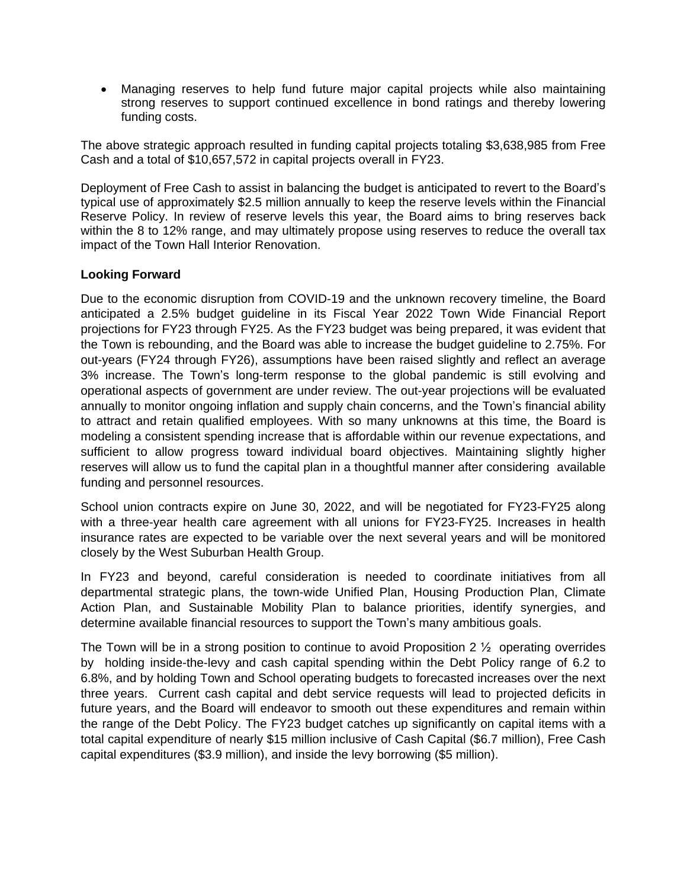- Managing reserves to help fund future major capital projects while also maintaining strong reserves to support continued excellence in bond ratings and thereby lowering funding costs.

The above strategic approach resulted in funding capital projects totaling $3,638,985 from Free Cash and a total of $10,657,572 in capital projects overall in FY23.

Deployment of Free Cash to assist in balancing the budget is anticipated to revert to the Board's typical use of approximately $2.5 million annually to keep the reserve levels within the Financial Reserve Policy. In review of reserve levels this year, the Board aims to bring reserves back within the 8 to 12% range, and may ultimately propose using reserves to reduce the overall tax impact of the Town Hall Interior Renovation.

**Looking Forward**

Due to the economic disruption from COVID-19 and the unknown recovery timeline, the Board anticipated a 2.5% budget guideline in its Fiscal Year 2022 Town Wide Financial Report projections for FY23 through FY25. As the FY23 budget was being prepared, it was evident that the Town is rebounding, and the Board was able to increase the budget guideline to 2.75%. For out-years (FY24 through FY26), assumptions have been raised slightly and reflect an average 3% increase. The Town's long-term response to the global pandemic is still evolving and operational aspects of government are under review. The out-year projections will be evaluated annually to monitor ongoing inflation and supply chain concerns, and the Town's financial ability to attract and retain qualified employees. With so many unknowns at this time, the Board is modeling a consistent spending increase that is affordable within our revenue expectations, and sufficient to allow progress toward individual board objectives. Maintaining slightly higher reserves will allow us to fund the capital plan in a thoughtful manner after considering available funding and personnel resources.

School union contracts expire on June 30, 2022, and will be negotiated for FY23-FY25 along with a three-year health care agreement with all unions for FY23-FY25. Increases in health insurance rates are expected to be variable over the next several years and will be monitored closely by the West Suburban Health Group.

In FY23 and beyond, careful consideration is needed to coordinate initiatives from all departmental strategic plans, the town-wide Unified Plan, Housing Production Plan, Climate Action Plan, and Sustainable Mobility Plan to balance priorities, identify synergies, and determine available financial resources to support the Town's many ambitious goals.

The Town will be in a strong position to continue to avoid Proposition 2 ½ operating overrides by holding inside-the-levy and cash capital spending within the Debt Policy range of 6.2 to 6.8%, and by holding Town and School operating budgets to forecasted increases over the next three years. Current cash capital and debt service requests will lead to projected deficits in future years, and the Board will endeavor to smooth out these expenditures and remain within the range of the Debt Policy. The FY23 budget catches up significantly on capital items with a total capital expenditure of nearly $15 million inclusive of Cash Capital ($6.7 million), Free Cash capital expenditures ($3.9 million), and inside the levy borrowing ($5 million).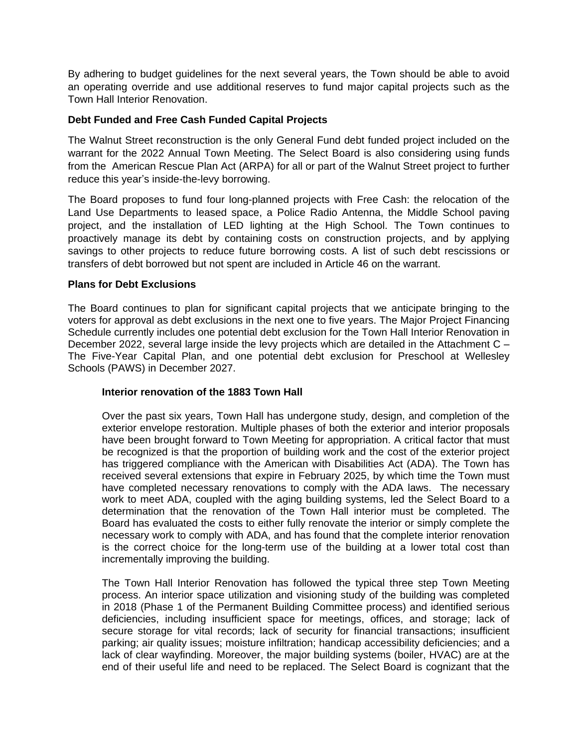By adhering to budget guidelines for the next several years, the Town should be able to avoid an operating override and use additional reserves to fund major capital projects such as the Town Hall Interior Renovation.

**Debt Funded and Free Cash Funded Capital Projects**

The Walnut Street reconstruction is the only General Fund debt funded project included on the warrant for the 2022 Annual Town Meeting. The Select Board is also considering using funds from the American Rescue Plan Act (ARPA) for all or part of the Walnut Street project to further reduce this year's inside-the-levy borrowing.

The Board proposes to fund four long-planned projects with Free Cash: the relocation of the Land Use Departments to leased space, a Police Radio Antenna, the Middle School paving project, and the installation of LED lighting at the High School. The Town continues to proactively manage its debt by containing costs on construction projects, and by applying savings to other projects to reduce future borrowing costs. A list of such debt rescissions or transfers of debt borrowed but not spent are included in Article 46 on the warrant.

**Plans for Debt Exclusions**

The Board continues to plan for significant capital projects that we anticipate bringing to the voters for approval as debt exclusions in the next one to five years. The Major Project Financing Schedule currently includes one potential debt exclusion for the Town Hall Interior Renovation in December 2022, several large inside the levy projects which are detailed in the Attachment C – The Five-Year Capital Plan, and one potential debt exclusion for Preschool at Wellesley Schools (PAWS) in December 2027.

**Interior renovation of the 1883 Town Hall**

Over the past six years, Town Hall has undergone study, design, and completion of the exterior envelope restoration. Multiple phases of both the exterior and interior proposals have been brought forward to Town Meeting for appropriation. A critical factor that must be recognized is that the proportion of building work and the cost of the exterior project has triggered compliance with the American with Disabilities Act (ADA). The Town has received several extensions that expire in February 2025, by which time the Town must have completed necessary renovations to comply with the ADA laws. The necessary work to meet ADA, coupled with the aging building systems, led the Select Board to a determination that the renovation of the Town Hall interior must be completed. The Board has evaluated the costs to either fully renovate the interior or simply complete the necessary work to comply with ADA, and has found that the complete interior renovation is the correct choice for the long-term use of the building at a lower total cost than incrementally improving the building.

The Town Hall Interior Renovation has followed the typical three step Town Meeting process. An interior space utilization and visioning study of the building was completed in 2018 (Phase 1 of the Permanent Building Committee process) and identified serious deficiencies, including insufficient space for meetings, offices, and storage; lack of secure storage for vital records; lack of security for financial transactions; insufficient parking; air quality issues; moisture infiltration; handicap accessibility deficiencies; and a lack of clear wayfinding. Moreover, the major building systems (boiler, HVAC) are at the end of their useful life and need to be replaced. The Select Board is cognizant that the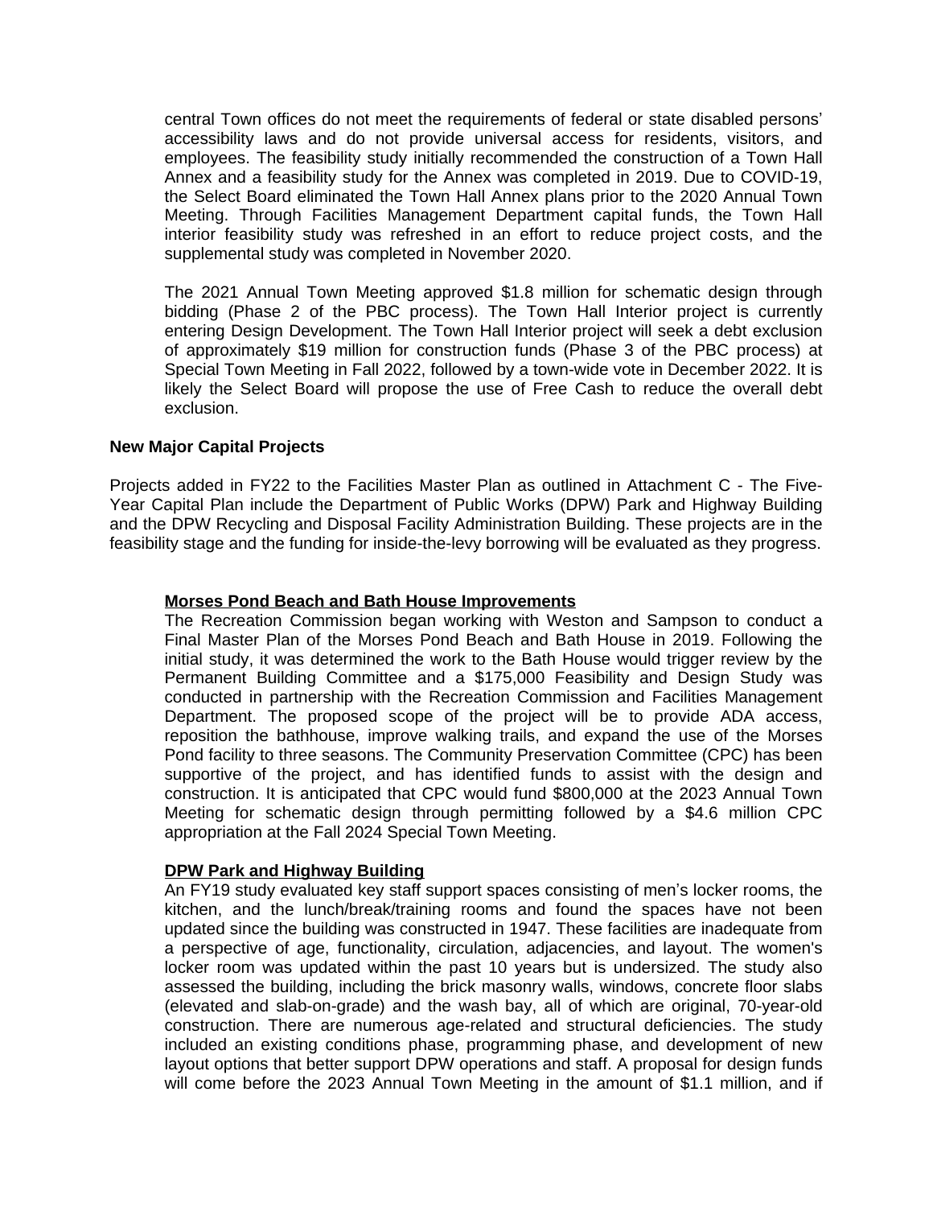central Town offices do not meet the requirements of federal or state disabled persons' accessibility laws and do not provide universal access for residents, visitors, and employees. The feasibility study initially recommended the construction of a Town Hall Annex and a feasibility study for the Annex was completed in 2019. Due to COVID-19, the Select Board eliminated the Town Hall Annex plans prior to the 2020 Annual Town Meeting. Through Facilities Management Department capital funds, the Town Hall interior feasibility study was refreshed in an effort to reduce project costs, and the supplemental study was completed in November 2020.

The 2021 Annual Town Meeting approved $1.8 million for schematic design through bidding (Phase 2 of the PBC process). The Town Hall Interior project is currently entering Design Development. The Town Hall Interior project will seek a debt exclusion of approximately $19 million for construction funds (Phase 3 of the PBC process) at Special Town Meeting in Fall 2022, followed by a town-wide vote in December 2022. It is likely the Select Board will propose the use of Free Cash to reduce the overall debt exclusion.

**New Major Capital Projects**

Projects added in FY22 to the Facilities Master Plan as outlined in Attachment C - The Five-Year Capital Plan include the Department of Public Works (DPW) Park and Highway Building and the DPW Recycling and Disposal Facility Administration Building. These projects are in the feasibility stage and the funding for inside-the-levy borrowing will be evaluated as they progress.

**Morses Pond Beach and Bath House Improvements**

The Recreation Commission began working with Weston and Sampson to conduct a Final Master Plan of the Morses Pond Beach and Bath House in 2019. Following the initial study, it was determined the work to the Bath House would trigger review by the Permanent Building Committee and a $175,000 Feasibility and Design Study was conducted in partnership with the Recreation Commission and Facilities Management Department. The proposed scope of the project will be to provide ADA access, reposition the bathhouse, improve walking trails, and expand the use of the Morses Pond facility to three seasons. The Community Preservation Committee (CPC) has been supportive of the project, and has identified funds to assist with the design and construction. It is anticipated that CPC would fund $800,000 at the 2023 Annual Town Meeting for schematic design through permitting followed by a $4.6 million CPC appropriation at the Fall 2024 Special Town Meeting.

**DPW Park and Highway Building**

An FY19 study evaluated key staff support spaces consisting of men's locker rooms, the kitchen, and the lunch/break/training rooms and found the spaces have not been updated since the building was constructed in 1947. These facilities are inadequate from a perspective of age, functionality, circulation, adjacencies, and layout. The women's locker room was updated within the past 10 years but is undersized. The study also assessed the building, including the brick masonry walls, windows, concrete floor slabs (elevated and slab-on-grade) and the wash bay, all of which are original, 70-year-old construction. There are numerous age-related and structural deficiencies. The study included an existing conditions phase, programming phase, and development of new layout options that better support DPW operations and staff. A proposal for design funds will come before the 2023 Annual Town Meeting in the amount of $1.1 million, and if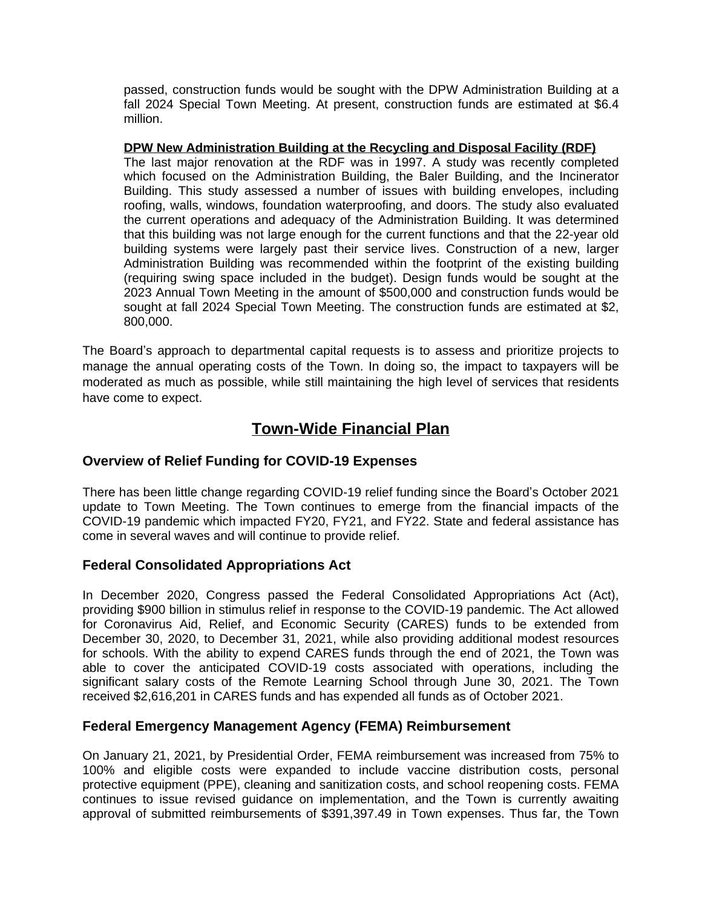passed, construction funds would be sought with the DPW Administration Building at a fall 2024 Special Town Meeting. At present, construction funds are estimated at $6.4 million.

**DPW New Administration Building at the Recycling and Disposal Facility (RDF)**

The last major renovation at the RDF was in 1997. A study was recently completed which focused on the Administration Building, the Baler Building, and the Incinerator Building. This study assessed a number of issues with building envelopes, including roofing, walls, windows, foundation waterproofing, and doors. The study also evaluated the current operations and adequacy of the Administration Building. It was determined that this building was not large enough for the current functions and that the 22-year old building systems were largely past their service lives. Construction of a new, larger Administration Building was recommended within the footprint of the existing building (requiring swing space included in the budget). Design funds would be sought at the 2023 Annual Town Meeting in the amount of $500,000 and construction funds would be sought at fall 2024 Special Town Meeting. The construction funds are estimated at $2, 800,000.

The Board's approach to departmental capital requests is to assess and prioritize projects to manage the annual operating costs of the Town. In doing so, the impact to taxpayers will be moderated as much as possible, while still maintaining the high level of services that residents have come to expect.

# Town-Wide Financial Plan

## Overview of Relief Funding for COVID-19 Expenses

There has been little change regarding COVID-19 relief funding since the Board's October 2021 update to Town Meeting. The Town continues to emerge from the financial impacts of the COVID-19 pandemic which impacted FY20, FY21, and FY22. State and federal assistance has come in several waves and will continue to provide relief.

## Federal Consolidated Appropriations Act

In December 2020, Congress passed the Federal Consolidated Appropriations Act (Act), providing $900 billion in stimulus relief in response to the COVID-19 pandemic. The Act allowed for Coronavirus Aid, Relief, and Economic Security (CARES) funds to be extended from December 30, 2020, to December 31, 2021, while also providing additional modest resources for schools. With the ability to expend CARES funds through the end of 2021, the Town was able to cover the anticipated COVID-19 costs associated with operations, including the significant salary costs of the Remote Learning School through June 30, 2021. The Town received $2,616,201 in CARES funds and has expended all funds as of October 2021.

## Federal Emergency Management Agency (FEMA) Reimbursement

On January 21, 2021, by Presidential Order, FEMA reimbursement was increased from 75% to 100% and eligible costs were expanded to include vaccine distribution costs, personal protective equipment (PPE), cleaning and sanitization costs, and school reopening costs. FEMA continues to issue revised guidance on implementation, and the Town is currently awaiting approval of submitted reimbursements of $391,397.49 in Town expenses. Thus far, the Town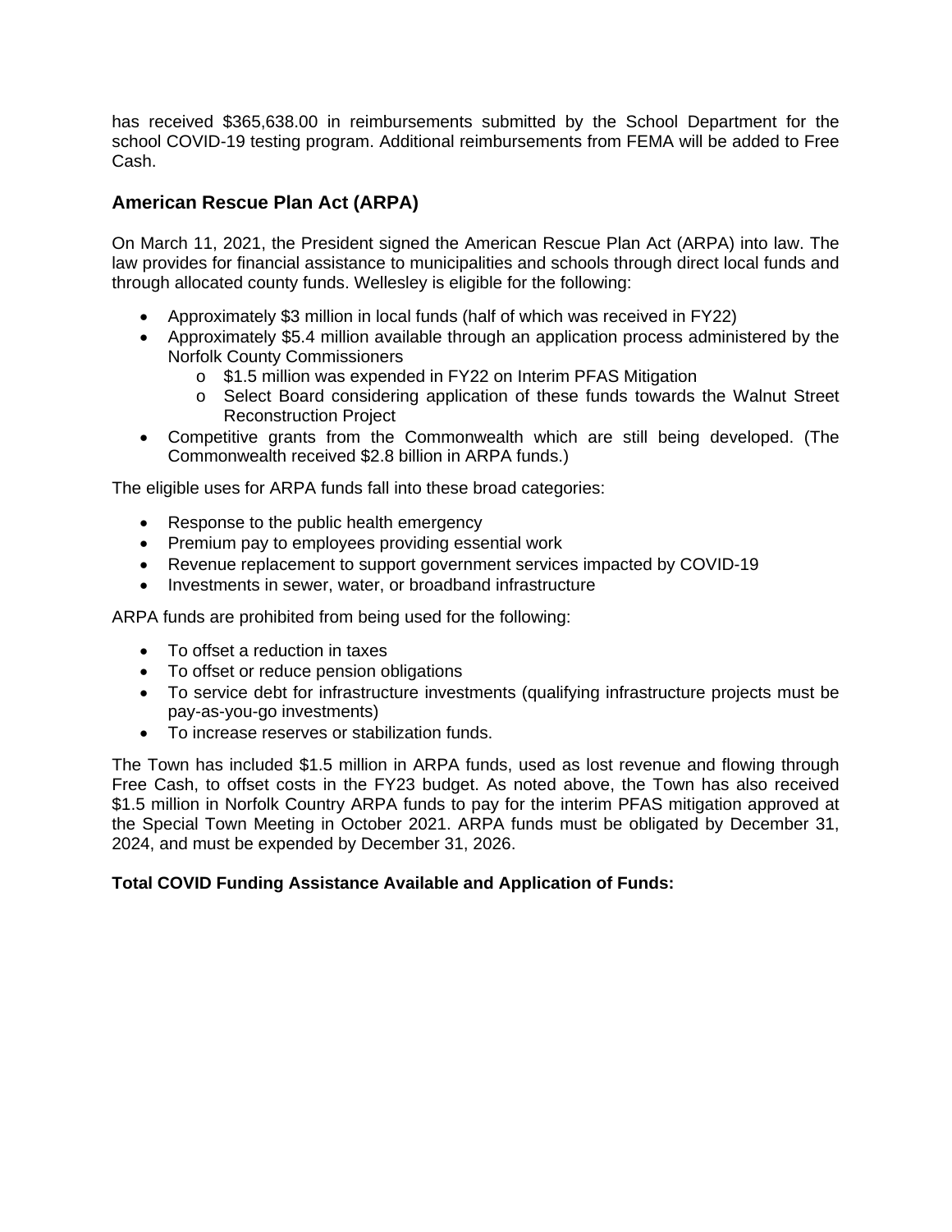has received $365,638.00 in reimbursements submitted by the School Department for the school COVID-19 testing program. Additional reimbursements from FEMA will be added to Free Cash.

## American Rescue Plan Act (ARPA)

On March 11, 2021, the President signed the American Rescue Plan Act (ARPA) into law. The law provides for financial assistance to municipalities and schools through direct local funds and through allocated county funds. Wellesley is eligible for the following:

- Approximately $3 million in local funds (half of which was received in FY22)
- Approximately $5.4 million available through an application process administered by the Norfolk County Commissioners
  - $1.5 million was expended in FY22 on Interim PFAS Mitigation
  - Select Board considering application of these funds towards the Walnut Street Reconstruction Project
- Competitive grants from the Commonwealth which are still being developed. (The Commonwealth received $2.8 billion in ARPA funds.)

The eligible uses for ARPA funds fall into these broad categories:

- Response to the public health emergency
- Premium pay to employees providing essential work
- Revenue replacement to support government services impacted by COVID-19
- Investments in sewer, water, or broadband infrastructure

ARPA funds are prohibited from being used for the following:

- To offset a reduction in taxes
- To offset or reduce pension obligations
- To service debt for infrastructure investments (qualifying infrastructure projects must be pay-as-you-go investments)
- To increase reserves or stabilization funds.

The Town has included $1.5 million in ARPA funds, used as lost revenue and flowing through Free Cash, to offset costs in the FY23 budget. As noted above, the Town has also received $1.5 million in Norfolk Country ARPA funds to pay for the interim PFAS mitigation approved at the Special Town Meeting in October 2021. ARPA funds must be obligated by December 31, 2024, and must be expended by December 31, 2026.

**Total COVID Funding Assistance Available and Application of Funds:**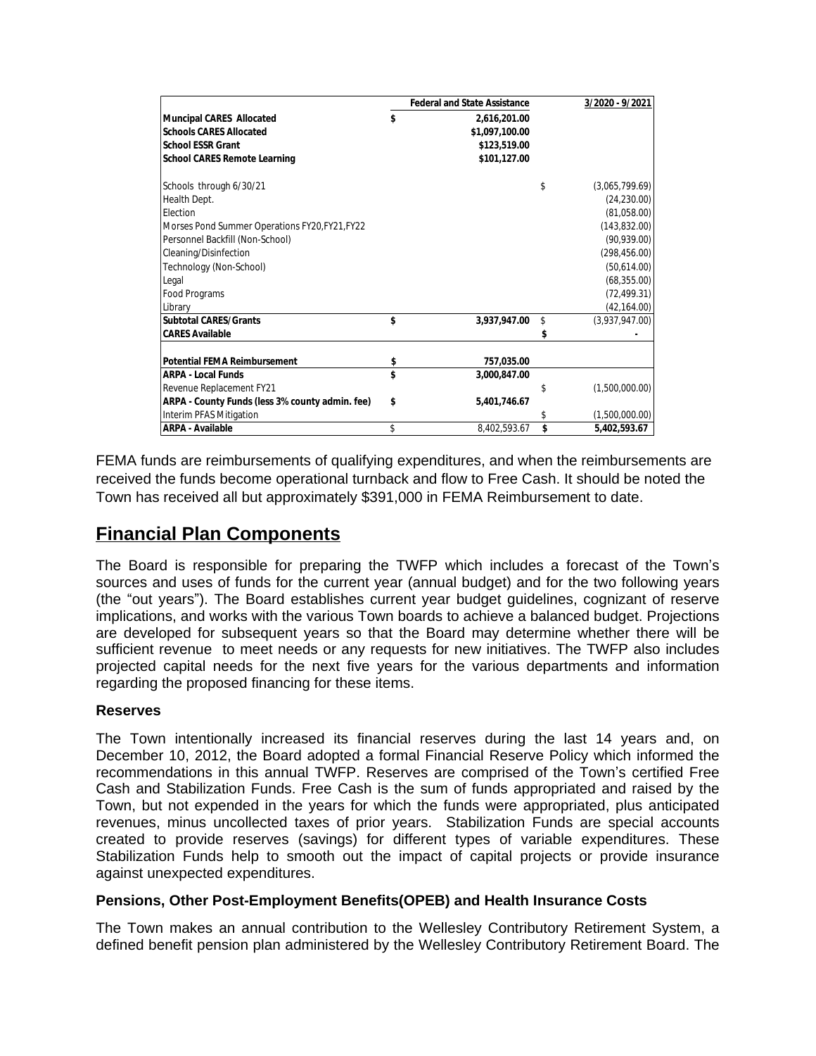| | | Federal and State Assistance | | 3/2020 - 9/2021 |
|---|---|---|---|---|
| **Muncipal CARES Allocated** | **$** | **2,616,201.00** | | |
| **Schools CARES Allocated** | | **$1,097,100.00** | | |
| **School ESSR Grant** | | **$123,519.00** | | |
| **School CARES Remote Learning** | | **$101,127.00** | | |
| | | | | |
| Schools through 6/30/21 | | | $ | (3,065,799.69) |
| Health Dept. | | | | (24,230.00) |
| Election | | | | (81,058.00) |
| Morses Pond Summer Operations FY20,FY21,FY22 | | | | (143,832.00) |
| Personnel Backfill (Non-School) | | | | (90,939.00) |
| Cleaning/Disinfection | | | | (298,456.00) |
| Technology (Non-School) | | | | (50,614.00) |
| Legal | | | | (68,355.00) |
| Food Programs | | | | (72,499.31) |
| Library | | | | (42,164.00) |
| **Subtotal CARES/Grants** | **$** | **3,937,947.00** | $ | (3,937,947.00) |
| **CARES Available** | | | **$** | **-** |
| | | | | |
| **Potential FEMA Reimbursement** | **$** | **757,035.00** | | |
| **ARPA - Local Funds** | **$** | **3,000,847.00** | | |
| Revenue Replacement FY21 | | | $ | (1,500,000.00) |
| **ARPA - County Funds (less 3% county admin. fee)** | **$** | **5,401,746.67** | | |
| Interim PFAS Mitigation | | | $ | (1,500,000.00) |
| **ARPA - Available** | $ | 8,402,593.67 | **$** | **5,402,593.67** |

FEMA funds are reimbursements of qualifying expenditures, and when the reimbursements are received the funds become operational turnback and flow to Free Cash. It should be noted the Town has received all but approximately $391,000 in FEMA Reimbursement to date.

## Financial Plan Components

The Board is responsible for preparing the TWFP which includes a forecast of the Town's sources and uses of funds for the current year (annual budget) and for the two following years (the "out years"). The Board establishes current year budget guidelines, cognizant of reserve implications, and works with the various Town boards to achieve a balanced budget. Projections are developed for subsequent years so that the Board may determine whether there will be sufficient revenue to meet needs or any requests for new initiatives. The TWFP also includes projected capital needs for the next five years for the various departments and information regarding the proposed financing for these items.

### Reserves

The Town intentionally increased its financial reserves during the last 14 years and, on December 10, 2012, the Board adopted a formal Financial Reserve Policy which informed the recommendations in this annual TWFP. Reserves are comprised of the Town's certified Free Cash and Stabilization Funds. Free Cash is the sum of funds appropriated and raised by the Town, but not expended in the years for which the funds were appropriated, plus anticipated revenues, minus uncollected taxes of prior years. Stabilization Funds are special accounts created to provide reserves (savings) for different types of variable expenditures. These Stabilization Funds help to smooth out the impact of capital projects or provide insurance against unexpected expenditures.

### Pensions, Other Post-Employment Benefits(OPEB) and Health Insurance Costs

The Town makes an annual contribution to the Wellesley Contributory Retirement System, a defined benefit pension plan administered by the Wellesley Contributory Retirement Board. The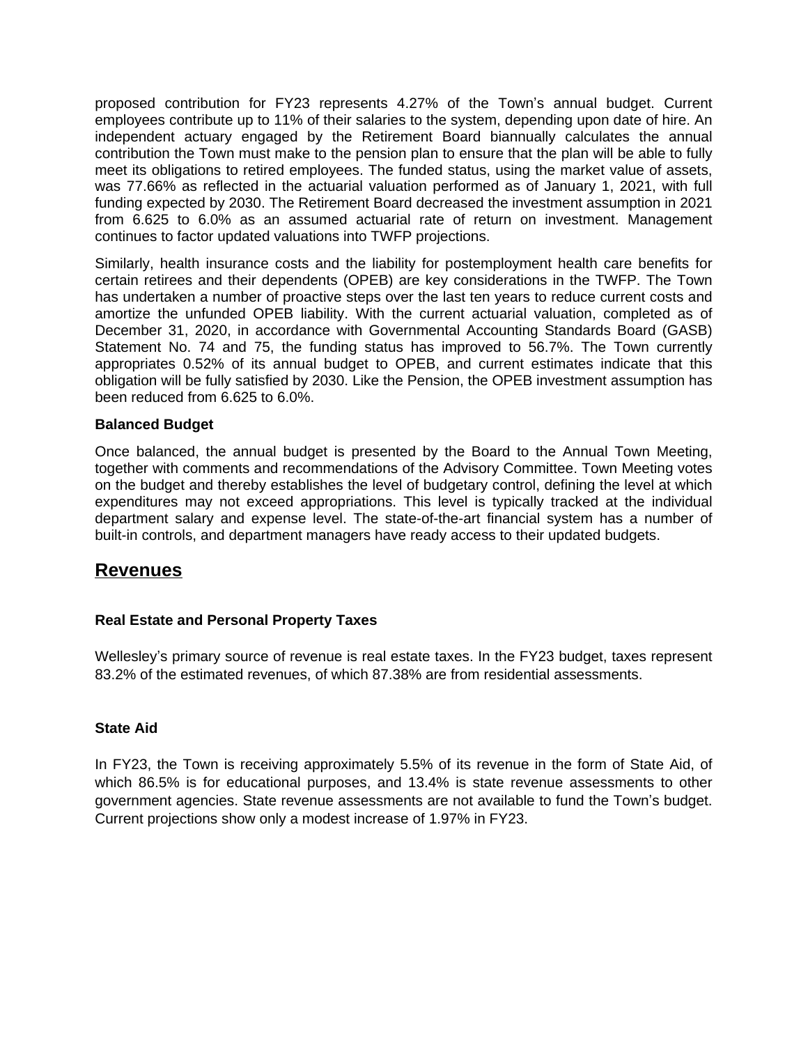proposed contribution for FY23 represents 4.27% of the Town's annual budget. Current employees contribute up to 11% of their salaries to the system, depending upon date of hire. An independent actuary engaged by the Retirement Board biannually calculates the annual contribution the Town must make to the pension plan to ensure that the plan will be able to fully meet its obligations to retired employees. The funded status, using the market value of assets, was 77.66% as reflected in the actuarial valuation performed as of January 1, 2021, with full funding expected by 2030. The Retirement Board decreased the investment assumption in 2021 from 6.625 to 6.0% as an assumed actuarial rate of return on investment. Management continues to factor updated valuations into TWFP projections.

Similarly, health insurance costs and the liability for postemployment health care benefits for certain retirees and their dependents (OPEB) are key considerations in the TWFP. The Town has undertaken a number of proactive steps over the last ten years to reduce current costs and amortize the unfunded OPEB liability. With the current actuarial valuation, completed as of December 31, 2020, in accordance with Governmental Accounting Standards Board (GASB) Statement No. 74 and 75, the funding status has improved to 56.7%. The Town currently appropriates 0.52% of its annual budget to OPEB, and current estimates indicate that this obligation will be fully satisfied by 2030. Like the Pension, the OPEB investment assumption has been reduced from 6.625 to 6.0%.

**Balanced Budget**

Once balanced, the annual budget is presented by the Board to the Annual Town Meeting, together with comments and recommendations of the Advisory Committee. Town Meeting votes on the budget and thereby establishes the level of budgetary control, defining the level at which expenditures may not exceed appropriations. This level is typically tracked at the individual department salary and expense level. The state-of-the-art financial system has a number of built-in controls, and department managers have ready access to their updated budgets.

## Revenues

**Real Estate and Personal Property Taxes**

Wellesley's primary source of revenue is real estate taxes. In the FY23 budget, taxes represent 83.2% of the estimated revenues, of which 87.38% are from residential assessments.

**State Aid**

In FY23, the Town is receiving approximately 5.5% of its revenue in the form of State Aid, of which 86.5% is for educational purposes, and 13.4% is state revenue assessments to other government agencies. State revenue assessments are not available to fund the Town's budget. Current projections show only a modest increase of 1.97% in FY23.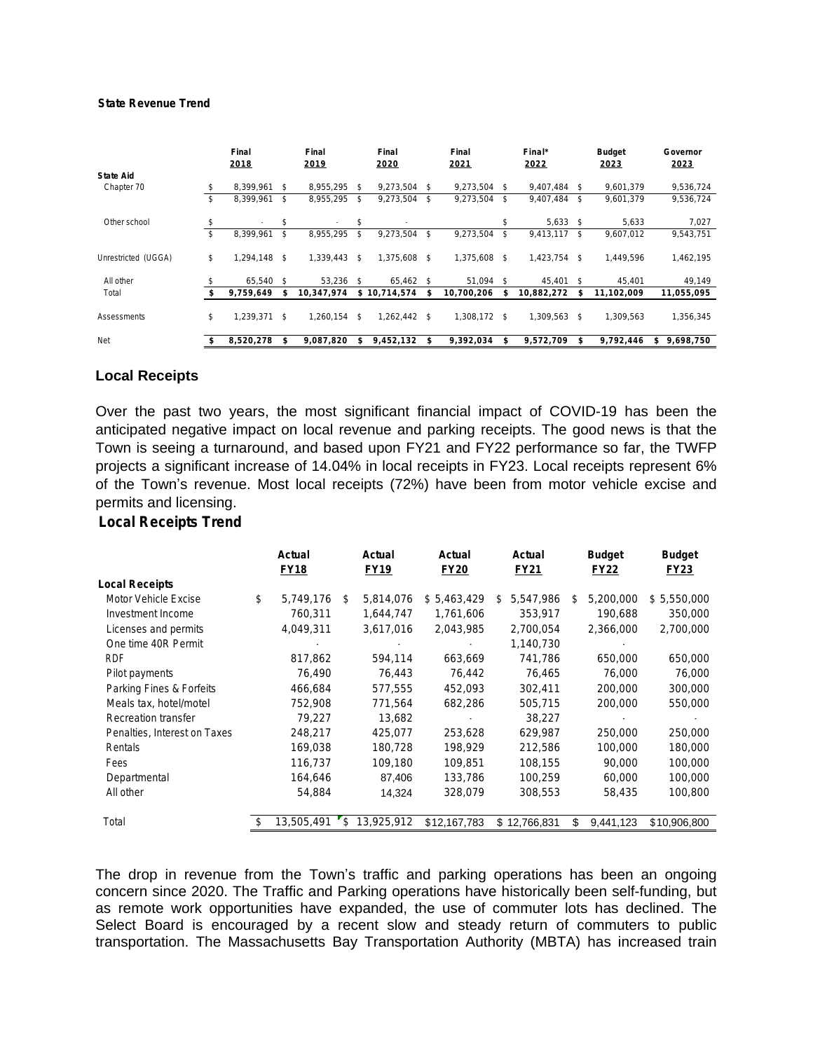**State Revenue Trend**

| | Final 2018 | Final 2019 | Final 2020 | Final 2021 | Final* 2022 | Budget 2023 | Governor 2023 |
|---|---|---|---|---|---|---|---|
| **State Aid** | | | | | | | |
| Chapter 70 | $ 8,399,961 | $ 8,955,295 | $ 9,273,504 | $ 9,273,504 | $ 9,407,484 | $ 9,601,379 | 9,536,724 |
| | $ 8,399,961 | $ 8,955,295 | $ 9,273,504 | $ 9,273,504 | $ 9,407,484 | $ 9,601,379 | 9,536,724 |
| Other school | $ - | $ - | $ - | | $ 5,633 | $ 5,633 | 7,027 |
| | $ 8,399,961 | $ 8,955,295 | $ 9,273,504 | $ 9,273,504 | $ 9,413,117 | $ 9,607,012 | 9,543,751 |
| Unrestricted (UGGA) | $ 1,294,148 | $ 1,339,443 | $ 1,375,608 | $ 1,375,608 | $ 1,423,754 | $ 1,449,596 | 1,462,195 |
| All other | $ 65,540 | $ 53,236 | $ 65,462 | $ 51,094 | $ 45,401 | $ 45,401 | 49,149 |
| Total | **$ 9,759,649** | **$ 10,347,974** | **$ 10,714,574** | **$ 10,700,206** | **$ 10,882,272** | **$ 11,102,009** | **11,055,095** |
| Assessments | $ 1,239,371 | $ 1,260,154 | $ 1,262,442 | $ 1,308,172 | $ 1,309,563 | $ 1,309,563 | 1,356,345 |
| Net | **$ 8,520,278** | **$ 9,087,820** | **$ 9,452,132** | **$ 9,392,034** | **$ 9,572,709** | **$ 9,792,446** | **$ 9,698,750** |

## Local Receipts

Over the past two years, the most significant financial impact of COVID-19 has been the anticipated negative impact on local revenue and parking receipts. The good news is that the Town is seeing a turnaround, and based upon FY21 and FY22 performance so far, the TWFP projects a significant increase of 14.04% in local receipts in FY23. Local receipts represent 6% of the Town's revenue. Most local receipts (72%) have been from motor vehicle excise and permits and licensing.

**Local Receipts Trend**

| | Actual FY18 | Actual FY19 | Actual FY20 | Actual FY21 | Budget FY22 | Budget FY23 |
|---|---|---|---|---|---|---|
| **Local Receipts** | | | | | | |
| Motor Vehicle Excise | $ 5,749,176 | $ 5,814,076 | $ 5,463,429 | $ 5,547,986 | $ 5,200,000 | $ 5,550,000 |
| Investment Income | 760,311 | 1,644,747 | 1,761,606 | 353,917 | 190,688 | 350,000 |
| Licenses and permits | 4,049,311 | 3,617,016 | 2,043,985 | 2,700,054 | 2,366,000 | 2,700,000 |
| One time 40R Permit | - | - | - | 1,140,730 | - | |
| RDF | 817,862 | 594,114 | 663,669 | 741,786 | 650,000 | 650,000 |
| Pilot payments | 76,490 | 76,443 | 76,442 | 76,465 | 76,000 | 76,000 |
| Parking Fines & Forfeits | 466,684 | 577,555 | 452,093 | 302,411 | 200,000 | 300,000 |
| Meals tax, hotel/motel | 752,908 | 771,564 | 682,286 | 505,715 | 200,000 | 550,000 |
| Recreation transfer | 79,227 | 13,682 | - | 38,227 | - | - |
| Penalties, Interest on Taxes | 248,217 | 425,077 | 253,628 | 629,987 | 250,000 | 250,000 |
| Rentals | 169,038 | 180,728 | 198,929 | 212,586 | 100,000 | 180,000 |
| Fees | 116,737 | 109,180 | 109,851 | 108,155 | 90,000 | 100,000 |
| Departmental | 164,646 | 87,406 | 133,786 | 100,259 | 60,000 | 100,000 |
| All other | 54,884 | 14,324 | 328,079 | 308,553 | 58,435 | 100,800 |
| Total | $ 13,505,491 | $ 13,925,912 | $12,167,783 | $ 12,766,831 | $ 9,441,123 | $10,906,800 |

The drop in revenue from the Town's traffic and parking operations has been an ongoing concern since 2020. The Traffic and Parking operations have historically been self-funding, but as remote work opportunities have expanded, the use of commuter lots has declined. The Select Board is encouraged by a recent slow and steady return of commuters to public transportation. The Massachusetts Bay Transportation Authority (MBTA) has increased train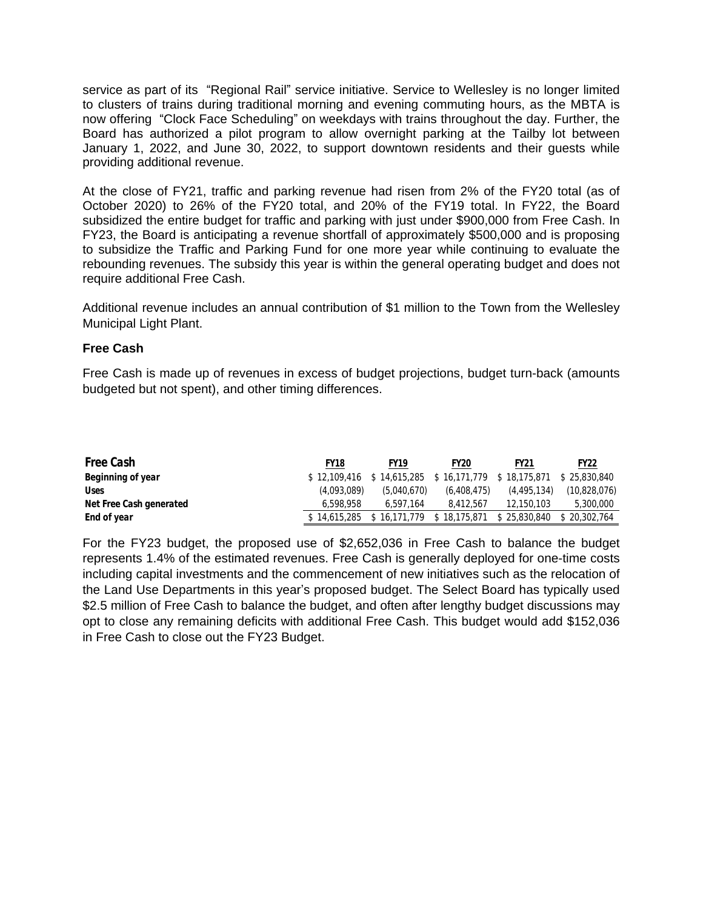service as part of its "Regional Rail" service initiative. Service to Wellesley is no longer limited to clusters of trains during traditional morning and evening commuting hours, as the MBTA is now offering "Clock Face Scheduling" on weekdays with trains throughout the day. Further, the Board has authorized a pilot program to allow overnight parking at the Tailby lot between January 1, 2022, and June 30, 2022, to support downtown residents and their guests while providing additional revenue.

At the close of FY21, traffic and parking revenue had risen from 2% of the FY20 total (as of October 2020) to 26% of the FY20 total, and 20% of the FY19 total. In FY22, the Board subsidized the entire budget for traffic and parking with just under $900,000 from Free Cash. In FY23, the Board is anticipating a revenue shortfall of approximately $500,000 and is proposing to subsidize the Traffic and Parking Fund for one more year while continuing to evaluate the rebounding revenues. The subsidy this year is within the general operating budget and does not require additional Free Cash.

Additional revenue includes an annual contribution of $1 million to the Town from the Wellesley Municipal Light Plant.

### Free Cash

Free Cash is made up of revenues in excess of budget projections, budget turn-back (amounts budgeted but not spent), and other timing differences.

| Free Cash | FY18 | FY19 | FY20 | FY21 | FY22 |
|---|---|---|---|---|---|
| Beginning of year | $ 12,109,416 | $ 14,615,285 | $ 16,171,779 | $ 18,175,871 | $ 25,830,840 |
| Uses | (4,093,089) | (5,040,670) | (6,408,475) | (4,495,134) | (10,828,076) |
| Net Free Cash generated | 6,598,958 | 6,597,164 | 8,412,567 | 12,150,103 | 5,300,000 |
| End of year | $ 14,615,285 | $ 16,171,779 | $ 18,175,871 | $ 25,830,840 | $ 20,302,764 |

For the FY23 budget, the proposed use of $2,652,036 in Free Cash to balance the budget represents 1.4% of the estimated revenues. Free Cash is generally deployed for one-time costs including capital investments and the commencement of new initiatives such as the relocation of the Land Use Departments in this year's proposed budget. The Select Board has typically used $2.5 million of Free Cash to balance the budget, and often after lengthy budget discussions may opt to close any remaining deficits with additional Free Cash. This budget would add $152,036 in Free Cash to close out the FY23 Budget.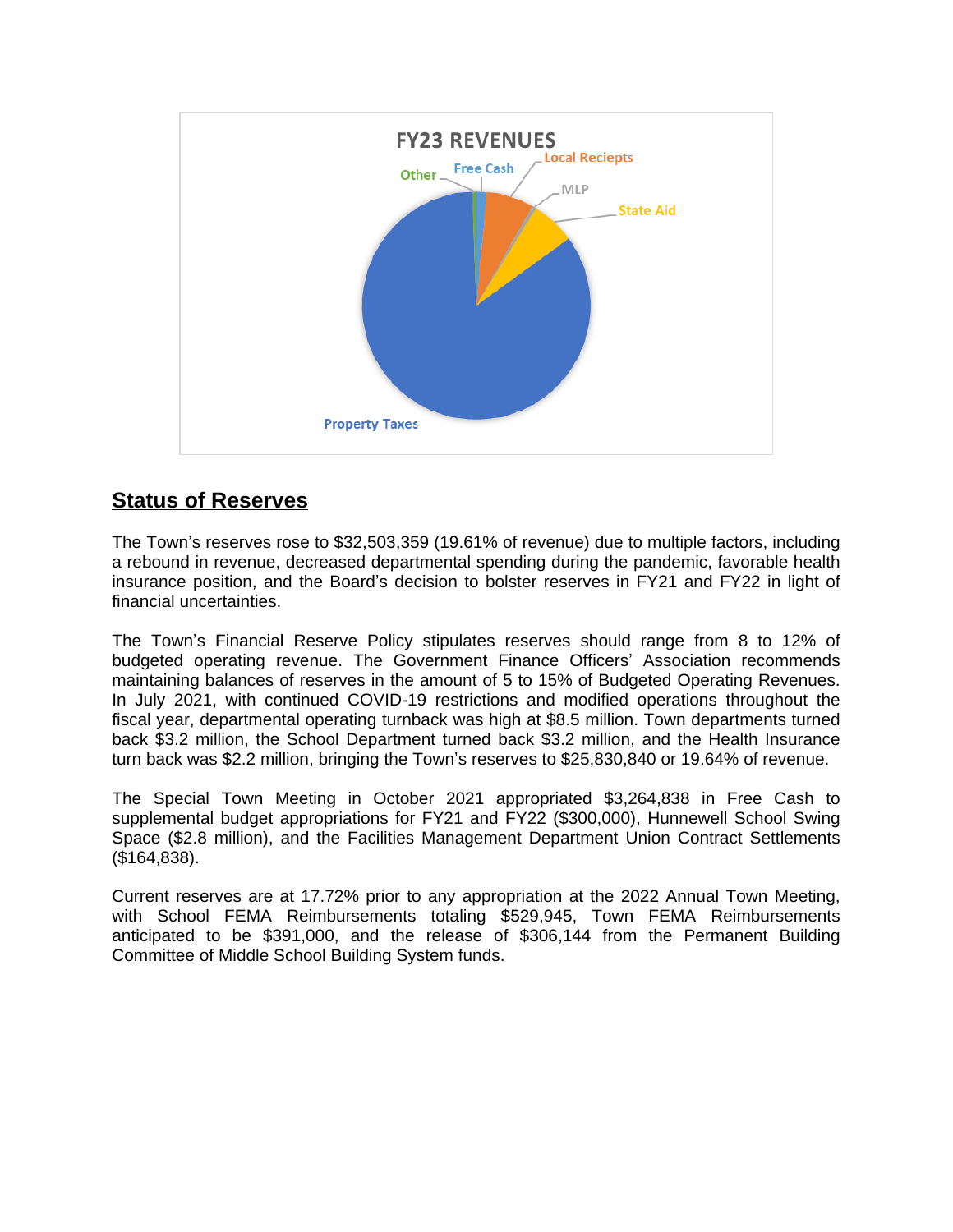## Status of Reserves

The Town's reserves rose to $32,503,359 (19.61% of revenue) due to multiple factors, including a rebound in revenue, decreased departmental spending during the pandemic, favorable health insurance position, and the Board's decision to bolster reserves in FY21 and FY22 in light of financial uncertainties.

The Town's Financial Reserve Policy stipulates reserves should range from 8 to 12% of budgeted operating revenue. The Government Finance Officers' Association recommends maintaining balances of reserves in the amount of 5 to 15% of Budgeted Operating Revenues. In July 2021, with continued COVID-19 restrictions and modified operations throughout the fiscal year, departmental operating turnback was high at $8.5 million. Town departments turned back $3.2 million, the School Department turned back $3.2 million, and the Health Insurance turn back was $2.2 million, bringing the Town's reserves to $25,830,840 or 19.64% of revenue.

The Special Town Meeting in October 2021 appropriated $3,264,838 in Free Cash to supplemental budget appropriations for FY21 and FY22 ($300,000), Hunnewell School Swing Space ($2.8 million), and the Facilities Management Department Union Contract Settlements ($164,838).

Current reserves are at 17.72% prior to any appropriation at the 2022 Annual Town Meeting, with School FEMA Reimbursements totaling $529,945, Town FEMA Reimbursements anticipated to be $391,000, and the release of $306,144 from the Permanent Building Committee of Middle School Building System funds.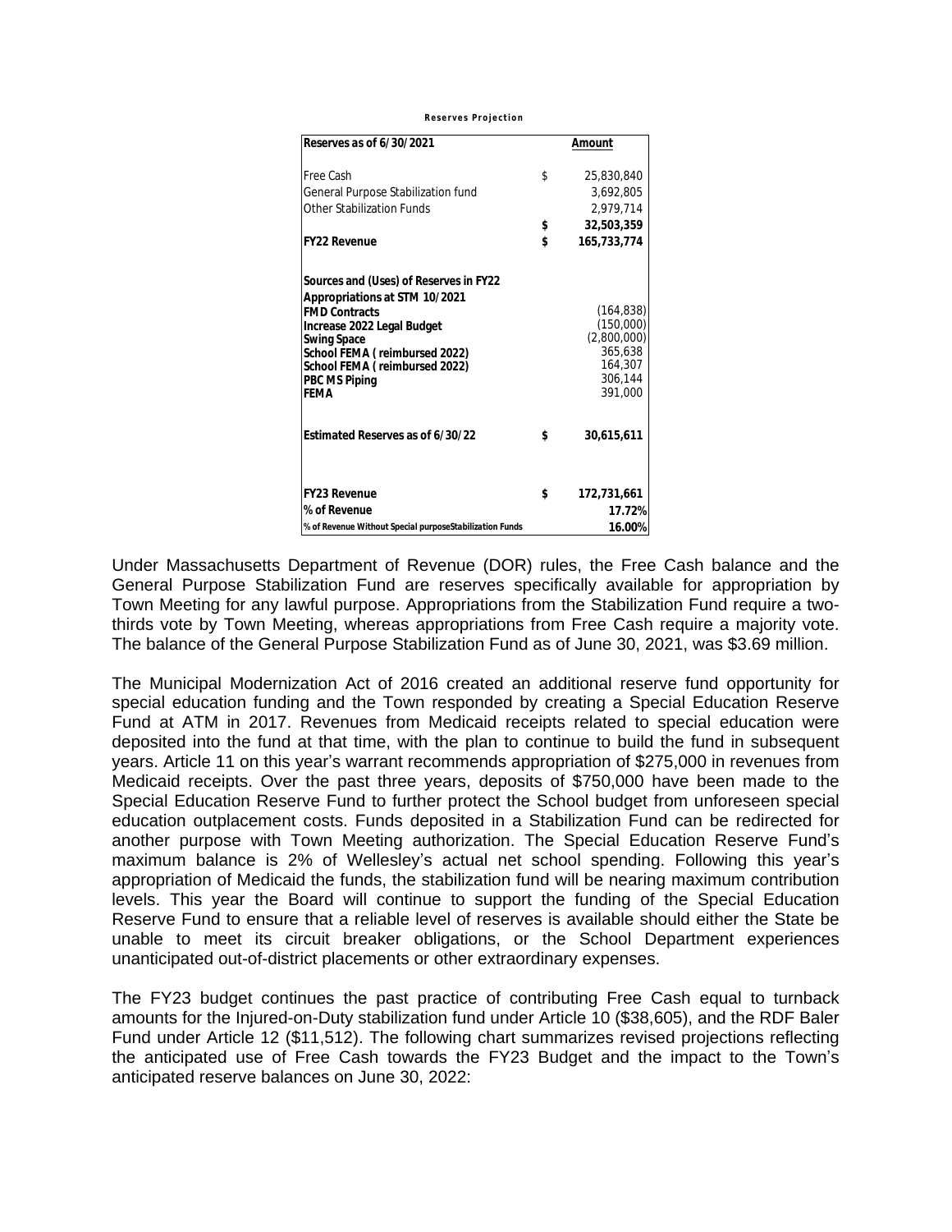**Reserves Projection**

| Reserves as of 6/30/2021 | | Amount |
|---|---|---|
| Free Cash | $ | 25,830,840 |
| General Purpose Stabilization fund | | 3,692,805 |
| Other Stabilization Funds | | 2,979,714 |
| | **$** | **32,503,359** |
| **FY22 Revenue** | **$** | **165,733,774** |
| | | |
| **Sources and (Uses) of Reserves in FY22** | | |
| **Appropriations at STM 10/2021** | | |
| **FMD Contracts** | | (164,838) |
| **Increase 2022 Legal Budget** | | (150,000) |
| **Swing Space** | | (2,800,000) |
| **School FEMA ( reimbursed 2022)** | | 365,638 |
| **School FEMA ( reimbursed 2022)** | | 164,307 |
| **PBC MS Piping** | | 306,144 |
| **FEMA** | | 391,000 |
| | | |
| **Estimated Reserves as of 6/30/22** | **$** | **30,615,611** |
| | | |
| **FY23 Revenue** | **$** | **172,731,661** |
| **% of Revenue** | | **17.72%** |
| **% of Revenue Without Special purposeStabilization Funds** | | **16.00%** |

Under Massachusetts Department of Revenue (DOR) rules, the Free Cash balance and the General Purpose Stabilization Fund are reserves specifically available for appropriation by Town Meeting for any lawful purpose. Appropriations from the Stabilization Fund require a two-thirds vote by Town Meeting, whereas appropriations from Free Cash require a majority vote. The balance of the General Purpose Stabilization Fund as of June 30, 2021, was $3.69 million.

The Municipal Modernization Act of 2016 created an additional reserve fund opportunity for special education funding and the Town responded by creating a Special Education Reserve Fund at ATM in 2017. Revenues from Medicaid receipts related to special education were deposited into the fund at that time, with the plan to continue to build the fund in subsequent years. Article 11 on this year's warrant recommends appropriation of $275,000 in revenues from Medicaid receipts. Over the past three years, deposits of $750,000 have been made to the Special Education Reserve Fund to further protect the School budget from unforeseen special education outplacement costs. Funds deposited in a Stabilization Fund can be redirected for another purpose with Town Meeting authorization. The Special Education Reserve Fund's maximum balance is 2% of Wellesley's actual net school spending. Following this year's appropriation of Medicaid the funds, the stabilization fund will be nearing maximum contribution levels. This year the Board will continue to support the funding of the Special Education Reserve Fund to ensure that a reliable level of reserves is available should either the State be unable to meet its circuit breaker obligations, or the School Department experiences unanticipated out-of-district placements or other extraordinary expenses.

The FY23 budget continues the past practice of contributing Free Cash equal to turnback amounts for the Injured-on-Duty stabilization fund under Article 10 ($38,605), and the RDF Baler Fund under Article 12 ($11,512). The following chart summarizes revised projections reflecting the anticipated use of Free Cash towards the FY23 Budget and the impact to the Town's anticipated reserve balances on June 30, 2022: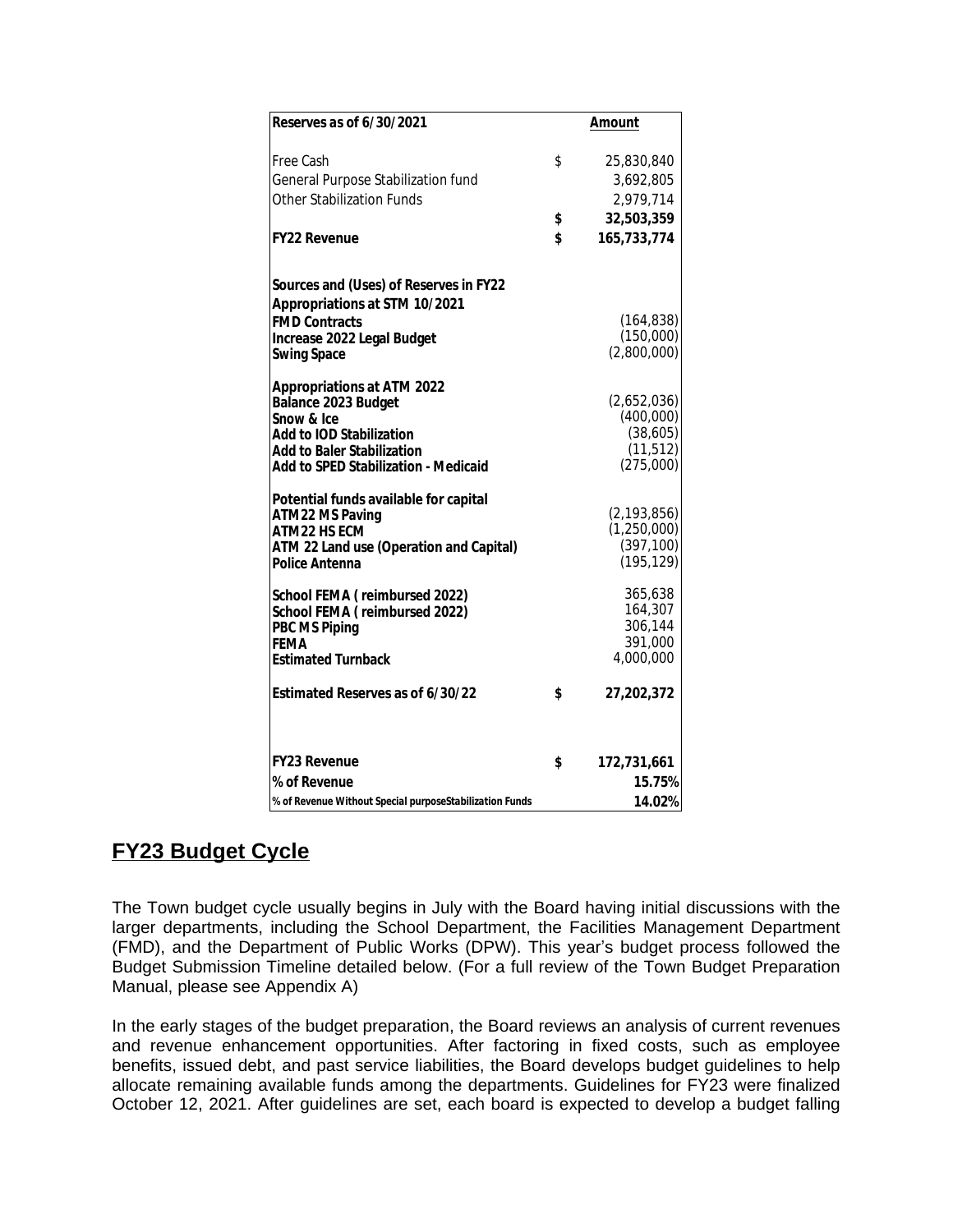| Reserves as of 6/30/2021 | | Amount |
|---|---|---|
| Free Cash | $ | 25,830,840 |
| General Purpose Stabilization fund | | 3,692,805 |
| Other Stabilization Funds | | 2,979,714 |
| | **$** | **32,503,359** |
| **FY22 Revenue** | **$** | **165,733,774** |
| | | |
| **Sources and (Uses) of Reserves in FY22** | | |
| **Appropriations at STM 10/2021** | | |
| **FMD Contracts** | | (164,838) |
| **Increase 2022 Legal Budget** | | (150,000) |
| **Swing Space** | | (2,800,000) |
| | | |
| **Appropriations at ATM 2022** | | |
| **Balance 2023 Budget** | | (2,652,036) |
| **Snow & Ice** | | (400,000) |
| **Add to IOD Stabilization** | | (38,605) |
| **Add to Baler Stabilization** | | (11,512) |
| **Add to SPED Stabilization - Medicaid** | | (275,000) |
| | | |
| **Potential funds available for capital** | | |
| **ATM22 MS Paving** | | (2,193,856) |
| **ATM22 HS ECM** | | (1,250,000) |
| **ATM 22 Land use (Operation and Capital)** | | (397,100) |
| **Police Antenna** | | (195,129) |
| | | |
| **School FEMA ( reimbursed 2022)** | | 365,638 |
| **School FEMA ( reimbursed 2022)** | | 164,307 |
| **PBC MS Piping** | | 306,144 |
| **FEMA** | | 391,000 |
| **Estimated Turnback** | | 4,000,000 |
| | | |
| **Estimated Reserves as of 6/30/22** | **$** | **27,202,372** |
| | | |
| **FY23 Revenue** | **$** | **172,731,661** |
| **% of Revenue** | | **15.75%** |
| **% of Revenue Without Special purposeStabilization Funds** | | **14.02%** |

## FY23 Budget Cycle

The Town budget cycle usually begins in July with the Board having initial discussions with the larger departments, including the School Department, the Facilities Management Department (FMD), and the Department of Public Works (DPW). This year's budget process followed the Budget Submission Timeline detailed below. (For a full review of the Town Budget Preparation Manual, please see Appendix A)

In the early stages of the budget preparation, the Board reviews an analysis of current revenues and revenue enhancement opportunities. After factoring in fixed costs, such as employee benefits, issued debt, and past service liabilities, the Board develops budget guidelines to help allocate remaining available funds among the departments. Guidelines for FY23 were finalized October 12, 2021. After guidelines are set, each board is expected to develop a budget falling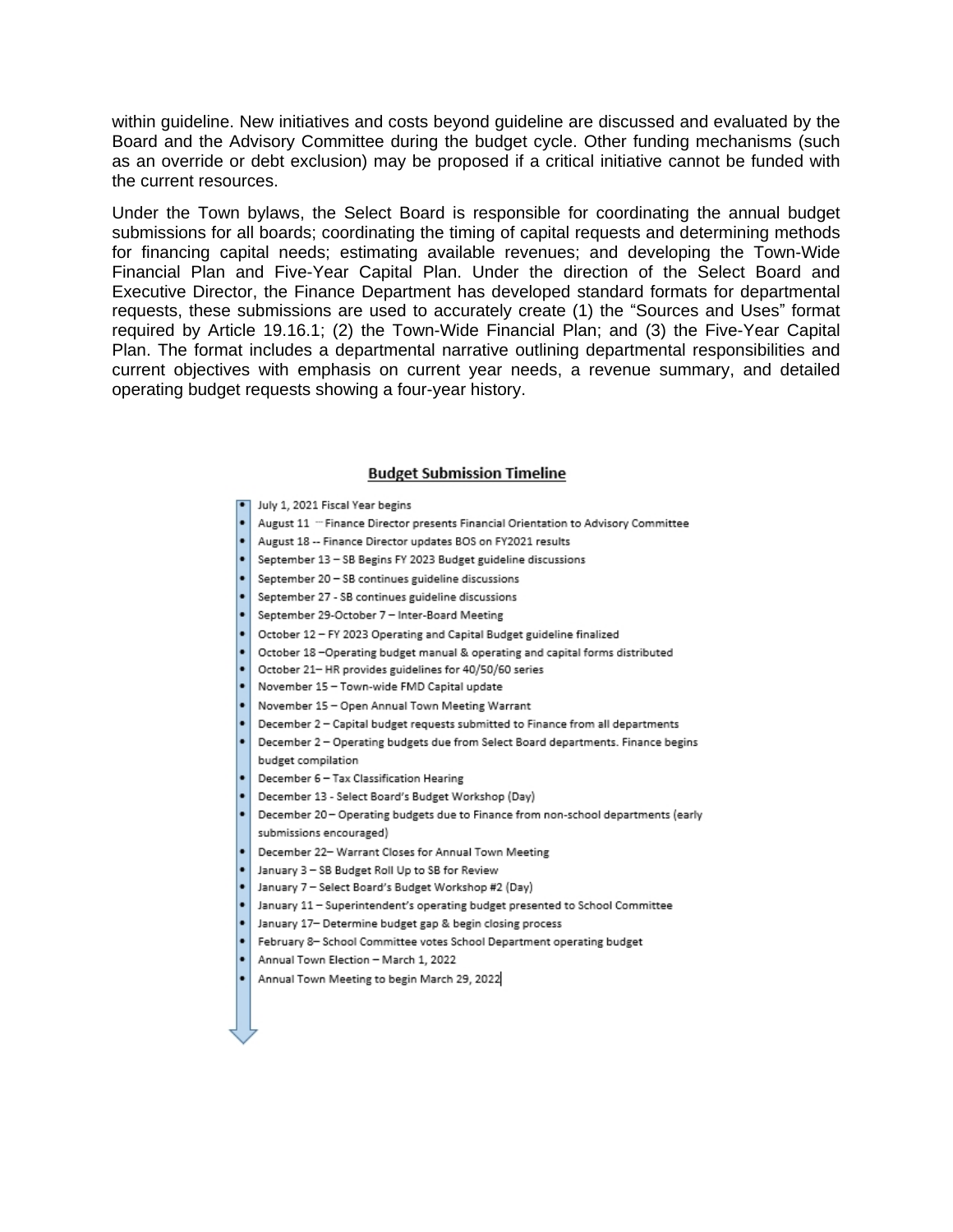within guideline. New initiatives and costs beyond guideline are discussed and evaluated by the Board and the Advisory Committee during the budget cycle. Other funding mechanisms (such as an override or debt exclusion) may be proposed if a critical initiative cannot be funded with the current resources.

Under the Town bylaws, the Select Board is responsible for coordinating the annual budget submissions for all boards; coordinating the timing of capital requests and determining methods for financing capital needs; estimating available revenues; and developing the Town-Wide Financial Plan and Five-Year Capital Plan. Under the direction of the Select Board and Executive Director, the Finance Department has developed standard formats for departmental requests, these submissions are used to accurately create (1) the “Sources and Uses” format required by Article 19.16.1; (2) the Town-Wide Financial Plan; and (3) the Five-Year Capital Plan. The format includes a departmental narrative outlining departmental responsibilities and current objectives with emphasis on current year needs, a revenue summary, and detailed operating budget requests showing a four-year history.

**Budget Submission Timeline**

- July 1, 2021 Fiscal Year begins
- August 11 -- Finance Director presents Financial Orientation to Advisory Committee
- August 18 -- Finance Director updates BOS on FY2021 results
- September 13 – SB Begins FY 2023 Budget guideline discussions
- September 20 – SB continues guideline discussions
- September 27 - SB continues guideline discussions
- September 29-October 7 – Inter-Board Meeting
- October 12 – FY 2023 Operating and Capital Budget guideline finalized
- October 18 –Operating budget manual & operating and capital forms distributed
- October 21– HR provides guidelines for 40/50/60 series
- November 15 – Town-wide FMD Capital update
- November 15 – Open Annual Town Meeting Warrant
- December 2 – Capital budget requests submitted to Finance from all departments
- December 2 – Operating budgets due from Select Board departments. Finance begins budget compilation
- December 6 – Tax Classification Hearing
- December 13 - Select Board’s Budget Workshop (Day)
- December 20 – Operating budgets due to Finance from non-school departments (early submissions encouraged)
- December 22– Warrant Closes for Annual Town Meeting
- January 3 – SB Budget Roll Up to SB for Review
- January 7 – Select Board’s Budget Workshop #2 (Day)
- January 11 – Superintendent’s operating budget presented to School Committee
- January 17– Determine budget gap & begin closing process
- February 8– School Committee votes School Department operating budget
- Annual Town Election – March 1, 2022
- Annual Town Meeting to begin March 29, 2022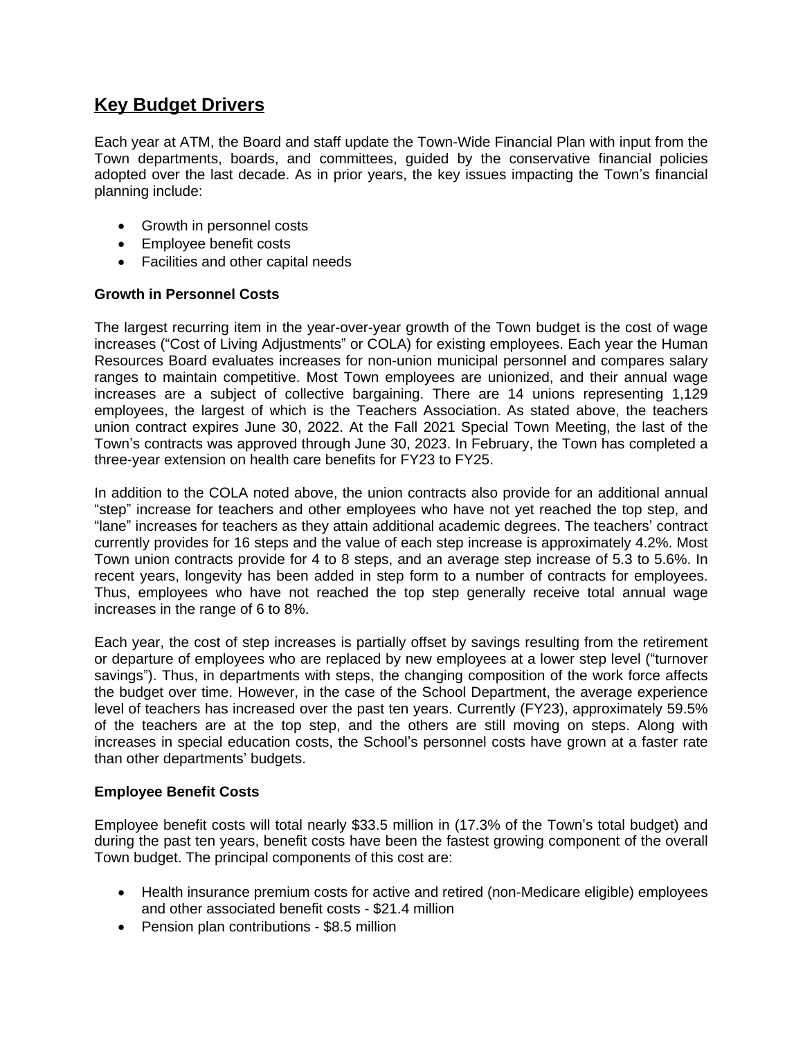## Key Budget Drivers

Each year at ATM, the Board and staff update the Town-Wide Financial Plan with input from the Town departments, boards, and committees, guided by the conservative financial policies adopted over the last decade. As in prior years, the key issues impacting the Town's financial planning include:

- Growth in personnel costs
- Employee benefit costs
- Facilities and other capital needs

**Growth in Personnel Costs**

The largest recurring item in the year-over-year growth of the Town budget is the cost of wage increases ("Cost of Living Adjustments" or COLA) for existing employees. Each year the Human Resources Board evaluates increases for non-union municipal personnel and compares salary ranges to maintain competitive. Most Town employees are unionized, and their annual wage increases are a subject of collective bargaining. There are 14 unions representing 1,129 employees, the largest of which is the Teachers Association. As stated above, the teachers union contract expires June 30, 2022. At the Fall 2021 Special Town Meeting, the last of the Town's contracts was approved through June 30, 2023. In February, the Town has completed a three-year extension on health care benefits for FY23 to FY25.

In addition to the COLA noted above, the union contracts also provide for an additional annual "step" increase for teachers and other employees who have not yet reached the top step, and "lane" increases for teachers as they attain additional academic degrees. The teachers' contract currently provides for 16 steps and the value of each step increase is approximately 4.2%. Most Town union contracts provide for 4 to 8 steps, and an average step increase of 5.3 to 5.6%. In recent years, longevity has been added in step form to a number of contracts for employees. Thus, employees who have not reached the top step generally receive total annual wage increases in the range of 6 to 8%.

Each year, the cost of step increases is partially offset by savings resulting from the retirement or departure of employees who are replaced by new employees at a lower step level ("turnover savings"). Thus, in departments with steps, the changing composition of the work force affects the budget over time. However, in the case of the School Department, the average experience level of teachers has increased over the past ten years. Currently (FY23), approximately 59.5% of the teachers are at the top step, and the others are still moving on steps. Along with increases in special education costs, the School's personnel costs have grown at a faster rate than other departments' budgets.

**Employee Benefit Costs**

Employee benefit costs will total nearly $33.5 million in (17.3% of the Town's total budget) and during the past ten years, benefit costs have been the fastest growing component of the overall Town budget. The principal components of this cost are:

- Health insurance premium costs for active and retired (non-Medicare eligible) employees and other associated benefit costs - $21.4 million
- Pension plan contributions - $8.5 million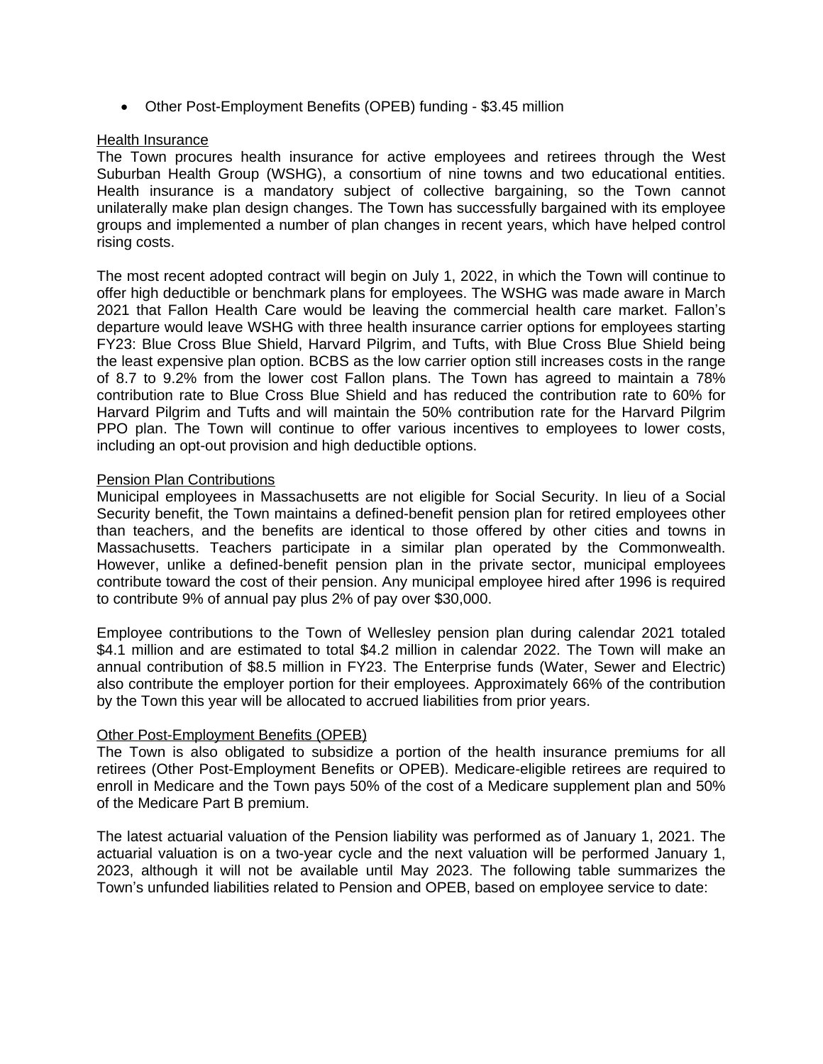- Other Post-Employment Benefits (OPEB) funding - $3.45 million

Health Insurance

The Town procures health insurance for active employees and retirees through the West Suburban Health Group (WSHG), a consortium of nine towns and two educational entities. Health insurance is a mandatory subject of collective bargaining, so the Town cannot unilaterally make plan design changes. The Town has successfully bargained with its employee groups and implemented a number of plan changes in recent years, which have helped control rising costs.

The most recent adopted contract will begin on July 1, 2022, in which the Town will continue to offer high deductible or benchmark plans for employees. The WSHG was made aware in March 2021 that Fallon Health Care would be leaving the commercial health care market. Fallon's departure would leave WSHG with three health insurance carrier options for employees starting FY23: Blue Cross Blue Shield, Harvard Pilgrim, and Tufts, with Blue Cross Blue Shield being the least expensive plan option. BCBS as the low carrier option still increases costs in the range of 8.7 to 9.2% from the lower cost Fallon plans. The Town has agreed to maintain a 78% contribution rate to Blue Cross Blue Shield and has reduced the contribution rate to 60% for Harvard Pilgrim and Tufts and will maintain the 50% contribution rate for the Harvard Pilgrim PPO plan. The Town will continue to offer various incentives to employees to lower costs, including an opt-out provision and high deductible options.

Pension Plan Contributions

Municipal employees in Massachusetts are not eligible for Social Security. In lieu of a Social Security benefit, the Town maintains a defined-benefit pension plan for retired employees other than teachers, and the benefits are identical to those offered by other cities and towns in Massachusetts. Teachers participate in a similar plan operated by the Commonwealth. However, unlike a defined-benefit pension plan in the private sector, municipal employees contribute toward the cost of their pension. Any municipal employee hired after 1996 is required to contribute 9% of annual pay plus 2% of pay over $30,000.

Employee contributions to the Town of Wellesley pension plan during calendar 2021 totaled $4.1 million and are estimated to total $4.2 million in calendar 2022. The Town will make an annual contribution of $8.5 million in FY23. The Enterprise funds (Water, Sewer and Electric) also contribute the employer portion for their employees. Approximately 66% of the contribution by the Town this year will be allocated to accrued liabilities from prior years.

Other Post-Employment Benefits (OPEB)

The Town is also obligated to subsidize a portion of the health insurance premiums for all retirees (Other Post-Employment Benefits or OPEB). Medicare-eligible retirees are required to enroll in Medicare and the Town pays 50% of the cost of a Medicare supplement plan and 50% of the Medicare Part B premium.

The latest actuarial valuation of the Pension liability was performed as of January 1, 2021. The actuarial valuation is on a two-year cycle and the next valuation will be performed January 1, 2023, although it will not be available until May 2023. The following table summarizes the Town's unfunded liabilities related to Pension and OPEB, based on employee service to date: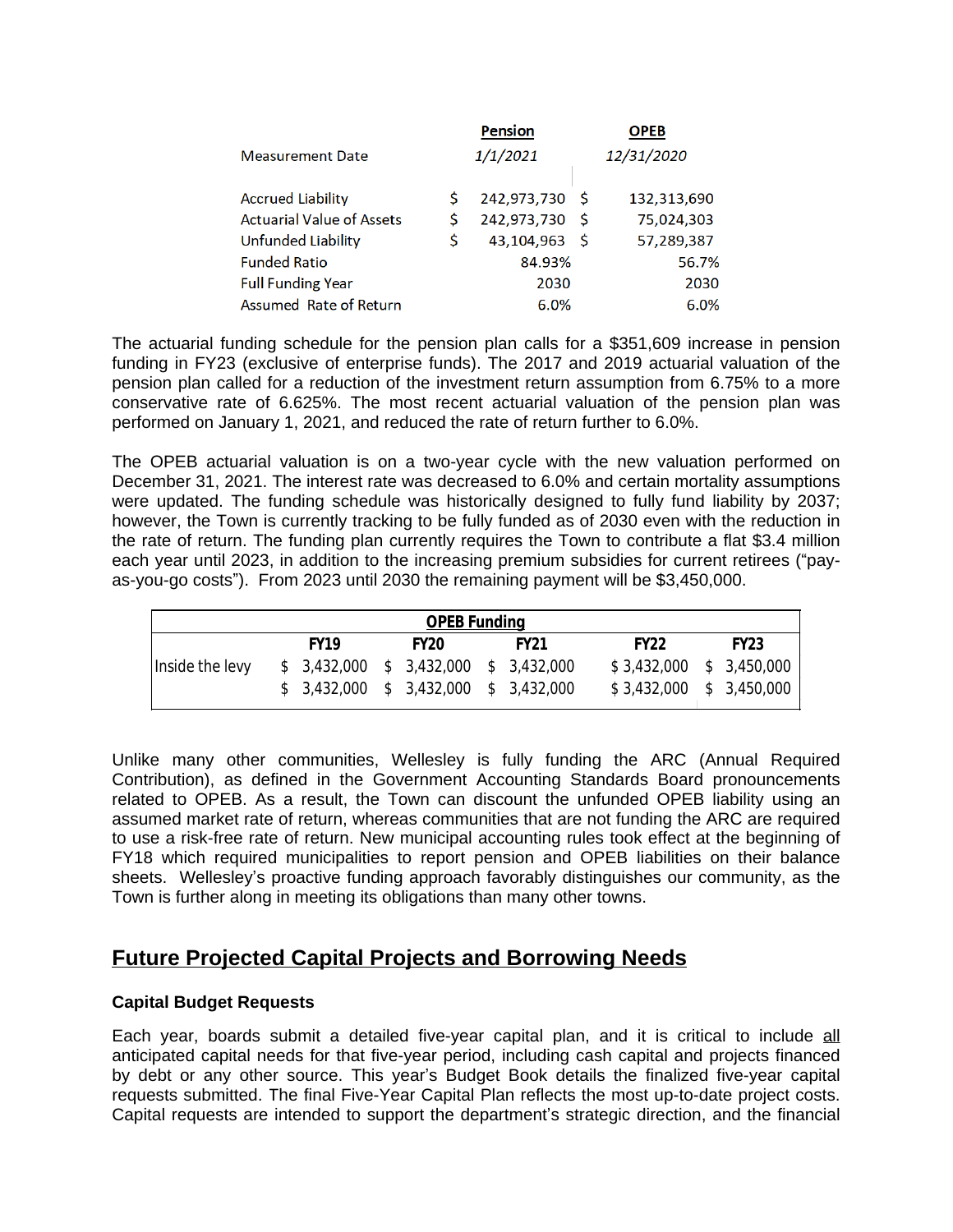| | Pension | OPEB |
|---|---|---|
| Measurement Date | *1/1/2021* | *12/31/2020* |
| Accrued Liability | $ 242,973,730 | $ 132,313,690 |
| Actuarial Value of Assets | $ 242,973,730 | $ 75,024,303 |
| Unfunded Liability | $ 43,104,963 | $ 57,289,387 |
| Funded Ratio | 84.93% | 56.7% |
| Full Funding Year | 2030 | 2030 |
| Assumed Rate of Return | 6.0% | 6.0% |

The actuarial funding schedule for the pension plan calls for a $351,609 increase in pension funding in FY23 (exclusive of enterprise funds). The 2017 and 2019 actuarial valuation of the pension plan called for a reduction of the investment return assumption from 6.75% to a more conservative rate of 6.625%. The most recent actuarial valuation of the pension plan was performed on January 1, 2021, and reduced the rate of return further to 6.0%.

The OPEB actuarial valuation is on a two-year cycle with the new valuation performed on December 31, 2021. The interest rate was decreased to 6.0% and certain mortality assumptions were updated. The funding schedule was historically designed to fully fund liability by 2037; however, the Town is currently tracking to be fully funded as of 2030 even with the reduction in the rate of return. The funding plan currently requires the Town to contribute a flat $3.4 million each year until 2023, in addition to the increasing premium subsidies for current retirees ("pay-as-you-go costs"). From 2023 until 2030 the remaining payment will be $3,450,000.

| OPEB Funding | | | | | |
|---|---|---|---|---|---|
| | FY19 | FY20 | FY21 | FY22 | FY23 |
| Inside the levy | $ 3,432,000 | $ 3,432,000 | $ 3,432,000 | $ 3,432,000 | $ 3,450,000 |
| | $ 3,432,000 | $ 3,432,000 | $ 3,432,000 | $ 3,432,000 | $ 3,450,000 |

Unlike many other communities, Wellesley is fully funding the ARC (Annual Required Contribution), as defined in the Government Accounting Standards Board pronouncements related to OPEB. As a result, the Town can discount the unfunded OPEB liability using an assumed market rate of return, whereas communities that are not funding the ARC are required to use a risk-free rate of return. New municipal accounting rules took effect at the beginning of FY18 which required municipalities to report pension and OPEB liabilities on their balance sheets. Wellesley's proactive funding approach favorably distinguishes our community, as the Town is further along in meeting its obligations than many other towns.

## Future Projected Capital Projects and Borrowing Needs

### Capital Budget Requests

Each year, boards submit a detailed five-year capital plan, and it is critical to include all anticipated capital needs for that five-year period, including cash capital and projects financed by debt or any other source. This year's Budget Book details the finalized five-year capital requests submitted. The final Five-Year Capital Plan reflects the most up-to-date project costs. Capital requests are intended to support the department's strategic direction, and the financial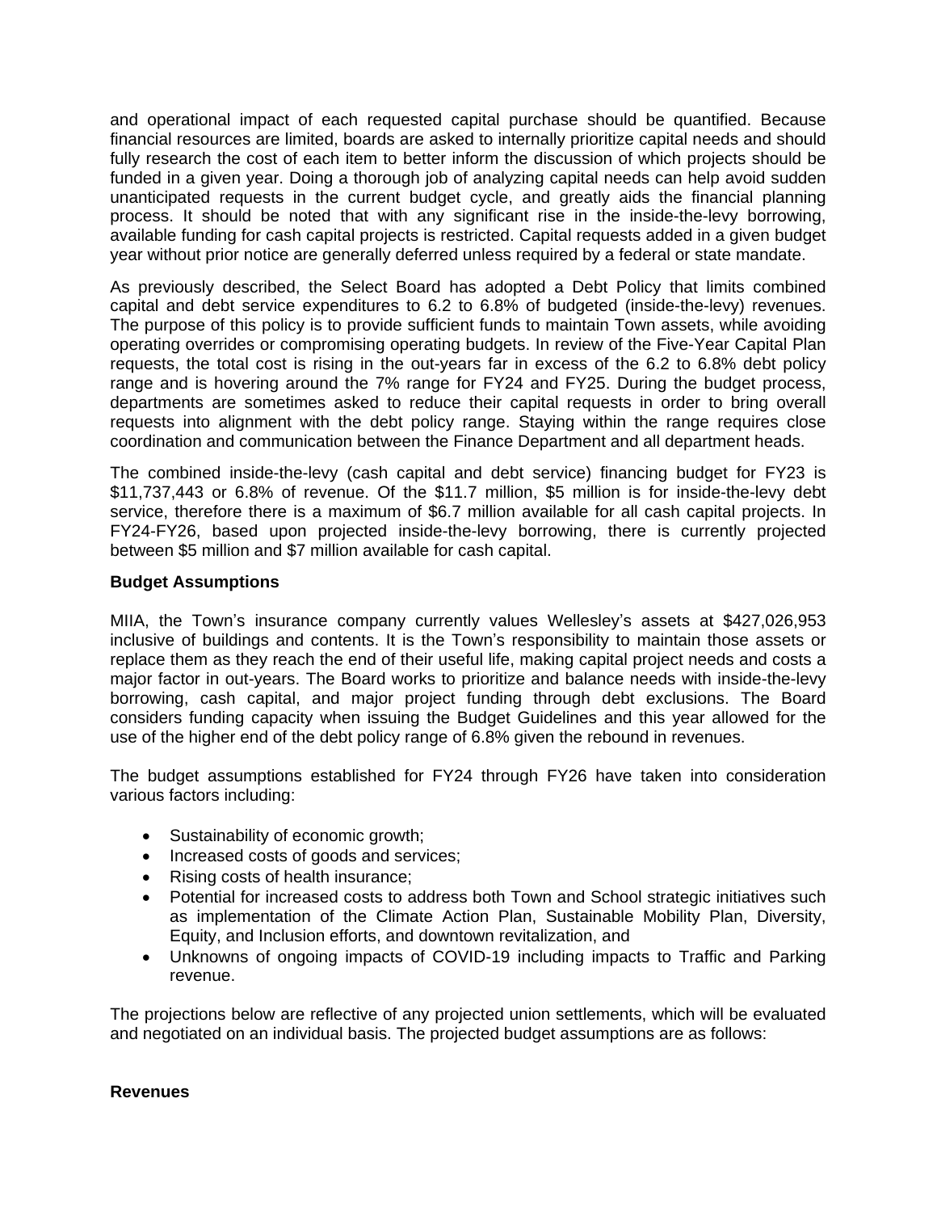and operational impact of each requested capital purchase should be quantified. Because financial resources are limited, boards are asked to internally prioritize capital needs and should fully research the cost of each item to better inform the discussion of which projects should be funded in a given year. Doing a thorough job of analyzing capital needs can help avoid sudden unanticipated requests in the current budget cycle, and greatly aids the financial planning process. It should be noted that with any significant rise in the inside-the-levy borrowing, available funding for cash capital projects is restricted. Capital requests added in a given budget year without prior notice are generally deferred unless required by a federal or state mandate.

As previously described, the Select Board has adopted a Debt Policy that limits combined capital and debt service expenditures to 6.2 to 6.8% of budgeted (inside-the-levy) revenues. The purpose of this policy is to provide sufficient funds to maintain Town assets, while avoiding operating overrides or compromising operating budgets. In review of the Five-Year Capital Plan requests, the total cost is rising in the out-years far in excess of the 6.2 to 6.8% debt policy range and is hovering around the 7% range for FY24 and FY25. During the budget process, departments are sometimes asked to reduce their capital requests in order to bring overall requests into alignment with the debt policy range. Staying within the range requires close coordination and communication between the Finance Department and all department heads.

The combined inside-the-levy (cash capital and debt service) financing budget for FY23 is $11,737,443 or 6.8% of revenue. Of the $11.7 million, $5 million is for inside-the-levy debt service, therefore there is a maximum of $6.7 million available for all cash capital projects. In FY24-FY26, based upon projected inside-the-levy borrowing, there is currently projected between $5 million and $7 million available for cash capital.

**Budget Assumptions**

MIIA, the Town's insurance company currently values Wellesley's assets at $427,026,953 inclusive of buildings and contents. It is the Town's responsibility to maintain those assets or replace them as they reach the end of their useful life, making capital project needs and costs a major factor in out-years. The Board works to prioritize and balance needs with inside-the-levy borrowing, cash capital, and major project funding through debt exclusions. The Board considers funding capacity when issuing the Budget Guidelines and this year allowed for the use of the higher end of the debt policy range of 6.8% given the rebound in revenues.

The budget assumptions established for FY24 through FY26 have taken into consideration various factors including:

- Sustainability of economic growth;
- Increased costs of goods and services;
- Rising costs of health insurance;
- Potential for increased costs to address both Town and School strategic initiatives such as implementation of the Climate Action Plan, Sustainable Mobility Plan, Diversity, Equity, and Inclusion efforts, and downtown revitalization, and
- Unknowns of ongoing impacts of COVID-19 including impacts to Traffic and Parking revenue.

The projections below are reflective of any projected union settlements, which will be evaluated and negotiated on an individual basis. The projected budget assumptions are as follows:

**Revenues**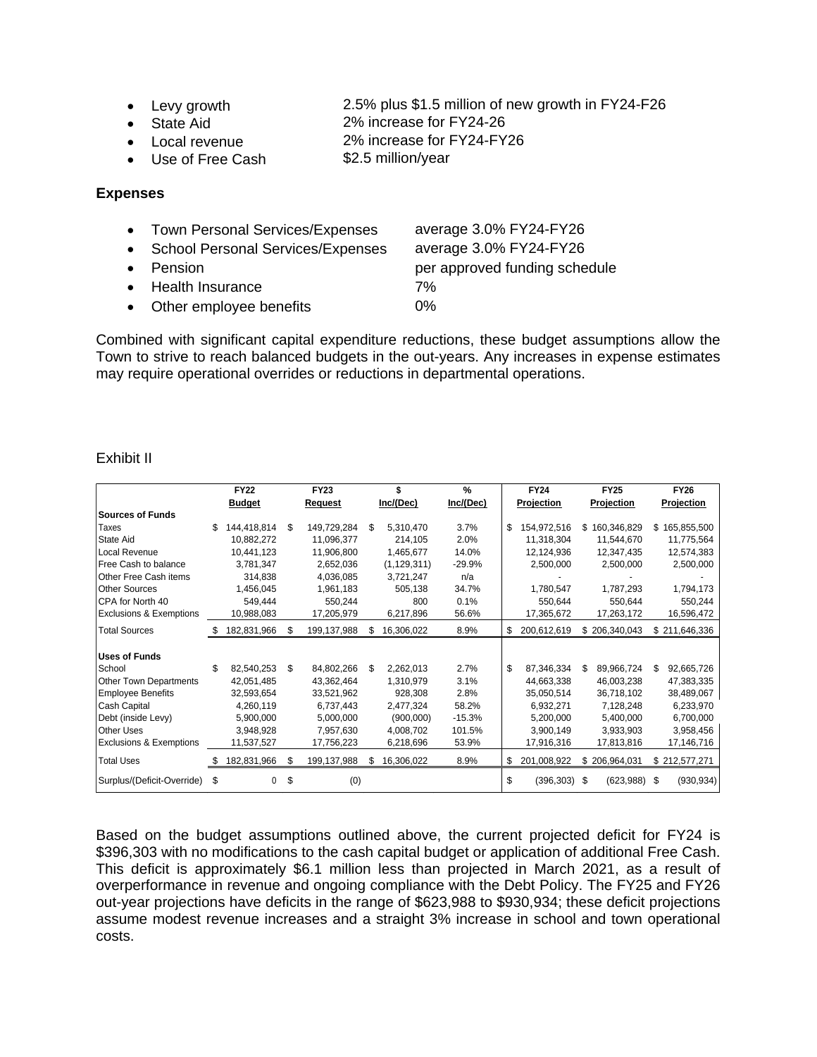- Levy growth — 2.5% plus $1.5 million of new growth in FY24-F26
- State Aid — 2% increase for FY24-26
- Local revenue — 2% increase for FY24-FY26
- Use of Free Cash — $2.5 million/year

**Expenses**

- Town Personal Services/Expenses — average 3.0% FY24-FY26
- School Personal Services/Expenses — average 3.0% FY24-FY26
- Pension — per approved funding schedule
- Health Insurance — 7%
- Other employee benefits — 0%

Combined with significant capital expenditure reductions, these budget assumptions allow the Town to strive to reach balanced budgets in the out-years. Any increases in expense estimates may require operational overrides or reductions in departmental operations.

Exhibit II

| | FY22 Budget | FY23 Request | $ Inc/(Dec) | % Inc/(Dec) | FY24 Projection | FY25 Projection | FY26 Projection |
|---|---|---|---|---|---|---|---|
| **Sources of Funds** | | | | | | | |
| Taxes | $ 144,418,814 | $ 149,729,284 | $ 5,310,470 | 3.7% | $ 154,972,516 | $ 160,346,829 | $ 165,855,500 |
| State Aid | 10,882,272 | 11,096,377 | 214,105 | 2.0% | 11,318,304 | 11,544,670 | 11,775,564 |
| Local Revenue | 10,441,123 | 11,906,800 | 1,465,677 | 14.0% | 12,124,936 | 12,347,435 | 12,574,383 |
| Free Cash to balance | 3,781,347 | 2,652,036 | (1,129,311) | -29.9% | 2,500,000 | 2,500,000 | 2,500,000 |
| Other Free Cash items | 314,838 | 4,036,085 | 3,721,247 | n/a | - | - | - |
| Other Sources | 1,456,045 | 1,961,183 | 505,138 | 34.7% | 1,780,547 | 1,787,293 | 1,794,173 |
| CPA for North 40 | 549,444 | 550,244 | 800 | 0.1% | 550,644 | 550,644 | 550,244 |
| Exclusions & Exemptions | 10,988,083 | 17,205,979 | 6,217,896 | 56.6% | 17,365,672 | 17,263,172 | 16,596,472 |
| Total Sources | $ 182,831,966 | $ 199,137,988 | $ 16,306,022 | 8.9% | $ 200,612,619 | $ 206,340,043 | $ 211,646,336 |
| **Uses of Funds** | | | | | | | |
| School | $ 82,540,253 | $ 84,802,266 | $ 2,262,013 | 2.7% | $ 87,346,334 | $ 89,966,724 | $ 92,665,726 |
| Other Town Departments | 42,051,485 | 43,362,464 | 1,310,979 | 3.1% | 44,663,338 | 46,003,238 | 47,383,335 |
| Employee Benefits | 32,593,654 | 33,521,962 | 928,308 | 2.8% | 35,050,514 | 36,718,102 | 38,489,067 |
| Cash Capital | 4,260,119 | 6,737,443 | 2,477,324 | 58.2% | 6,932,271 | 7,128,248 | 6,233,970 |
| Debt (inside Levy) | 5,900,000 | 5,000,000 | (900,000) | -15.3% | 5,200,000 | 5,400,000 | 6,700,000 |
| Other Uses | 3,948,928 | 7,957,630 | 4,008,702 | 101.5% | 3,900,149 | 3,933,903 | 3,958,456 |
| Exclusions & Exemptions | 11,537,527 | 17,756,223 | 6,218,696 | 53.9% | 17,916,316 | 17,813,816 | 17,146,716 |
| Total Uses | $ 182,831,966 | $ 199,137,988 | $ 16,306,022 | 8.9% | $ 201,008,922 | $ 206,964,031 | $ 212,577,271 |
| Surplus/(Deficit-Override) | $ 0 | $ (0) | | | $ (396,303) | $ (623,988) | $ (930,934) |

Based on the budget assumptions outlined above, the current projected deficit for FY24 is $396,303 with no modifications to the cash capital budget or application of additional Free Cash. This deficit is approximately $6.1 million less than projected in March 2021, as a result of overperformance in revenue and ongoing compliance with the Debt Policy. The FY25 and FY26 out-year projections have deficits in the range of $623,988 to $930,934; these deficit projections assume modest revenue increases and a straight 3% increase in school and town operational costs.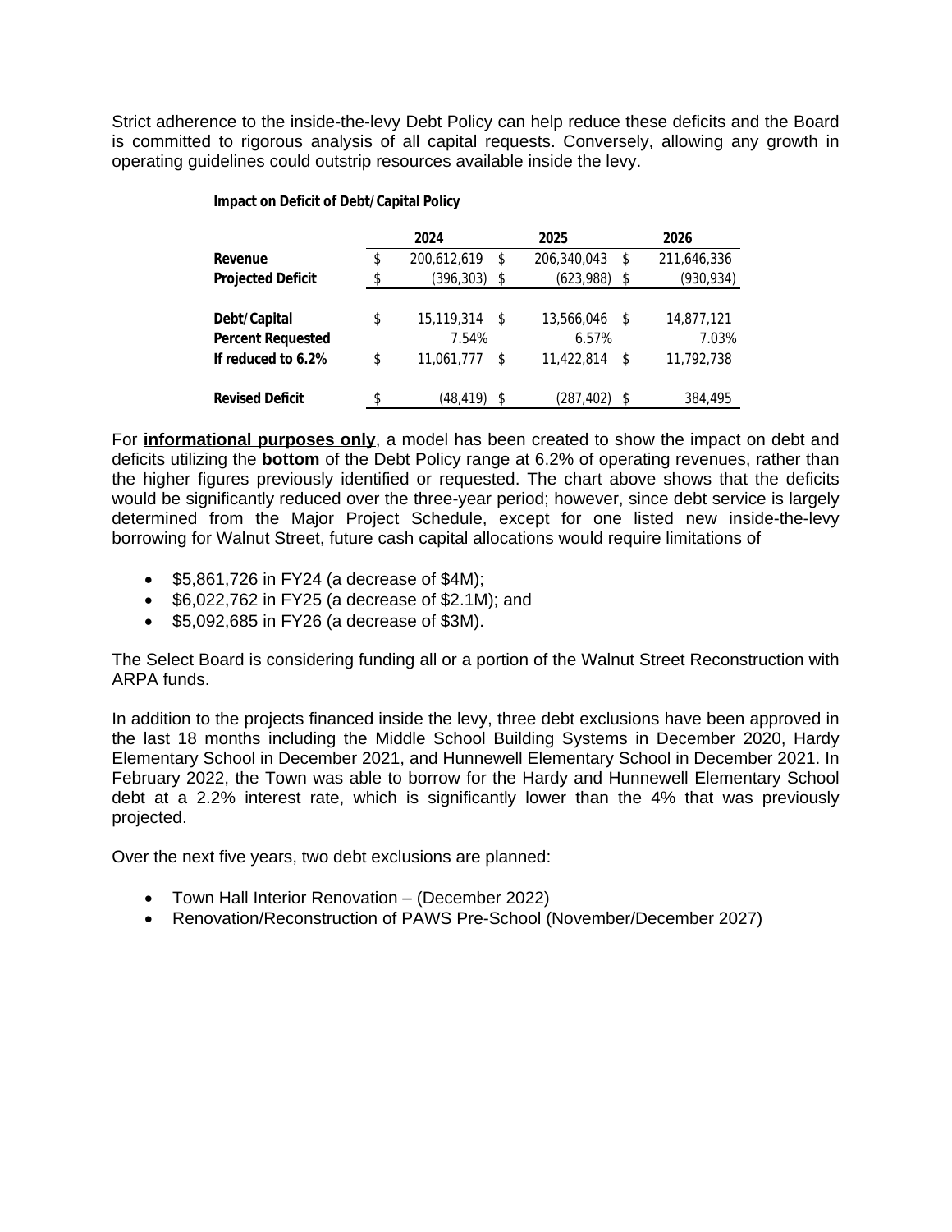Strict adherence to the inside-the-levy Debt Policy can help reduce these deficits and the Board is committed to rigorous analysis of all capital requests. Conversely, allowing any growth in operating guidelines could outstrip resources available inside the levy.

**Impact on Deficit of Debt/Capital Policy**

| | 2024 | 2025 | 2026 |
|---|---|---|---|
| **Revenue** | $ 200,612,619 | $ 206,340,043 | $ 211,646,336 |
| **Projected Deficit** | $ (396,303) | $ (623,988) | $ (930,934) |
| | | | |
| **Debt/Capital** | $ 15,119,314 | $ 13,566,046 | $ 14,877,121 |
| **Percent Requested** | 7.54% | 6.57% | 7.03% |
| **If reduced to 6.2%** | $ 11,061,777 | $ 11,422,814 | $ 11,792,738 |
| | | | |
| **Revised Deficit** | $ (48,419) | $ (287,402) | $ 384,495 |

For **informational purposes only**, a model has been created to show the impact on debt and deficits utilizing the **bottom** of the Debt Policy range at 6.2% of operating revenues, rather than the higher figures previously identified or requested. The chart above shows that the deficits would be significantly reduced over the three-year period; however, since debt service is largely determined from the Major Project Schedule, except for one listed new inside-the-levy borrowing for Walnut Street, future cash capital allocations would require limitations of

- $5,861,726 in FY24 (a decrease of $4M);
- $6,022,762 in FY25 (a decrease of $2.1M); and
- $5,092,685 in FY26 (a decrease of $3M).

The Select Board is considering funding all or a portion of the Walnut Street Reconstruction with ARPA funds.

In addition to the projects financed inside the levy, three debt exclusions have been approved in the last 18 months including the Middle School Building Systems in December 2020, Hardy Elementary School in December 2021, and Hunnewell Elementary School in December 2021. In February 2022, the Town was able to borrow for the Hardy and Hunnewell Elementary School debt at a 2.2% interest rate, which is significantly lower than the 4% that was previously projected.

Over the next five years, two debt exclusions are planned:

- Town Hall Interior Renovation – (December 2022)
- Renovation/Reconstruction of PAWS Pre-School (November/December 2027)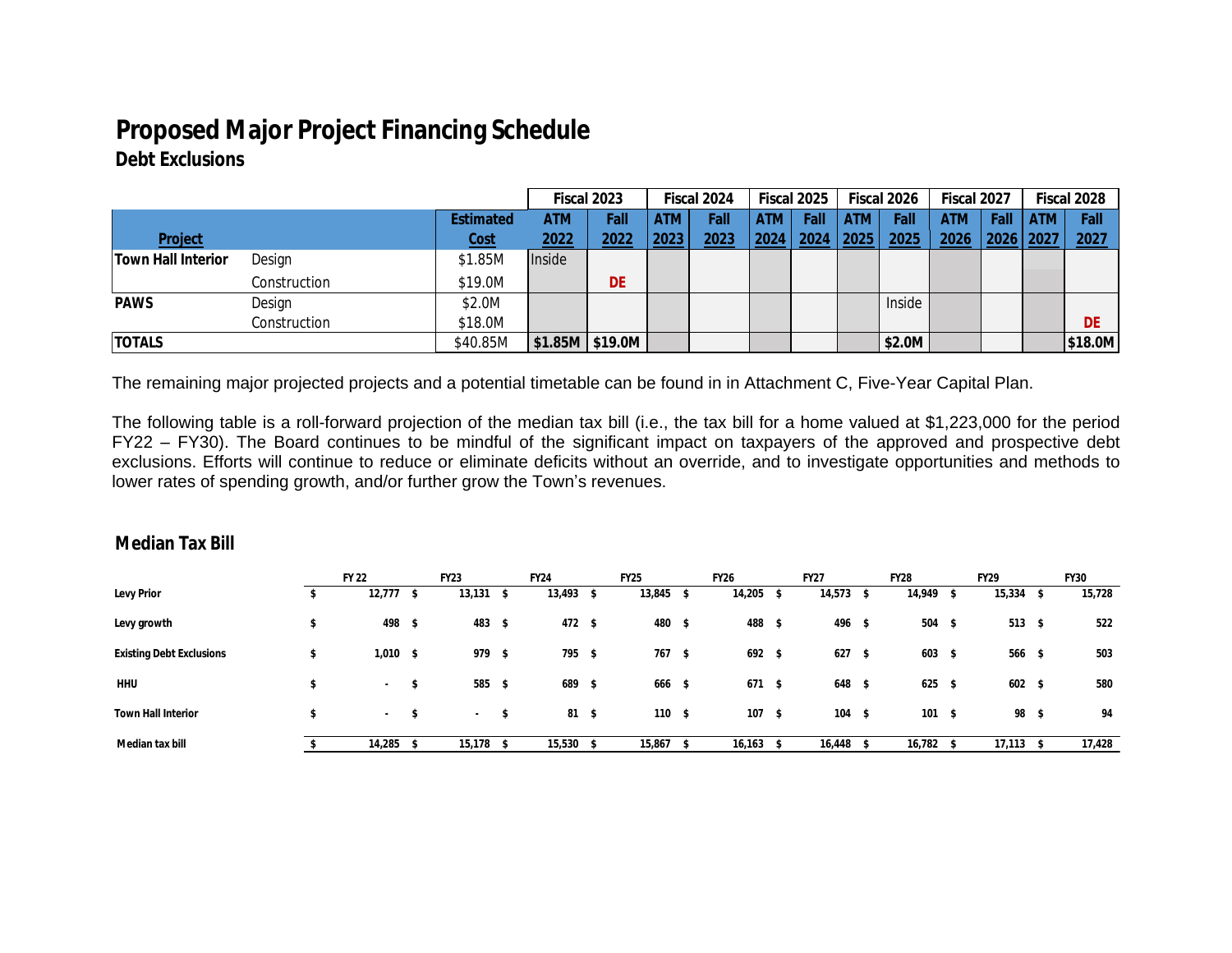# Proposed Major Project Financing Schedule

## Debt Exclusions

| Project | | Estimated Cost | Fiscal 2023 | | Fiscal 2024 | | Fiscal 2025 | | Fiscal 2026 | | Fiscal 2027 | | Fiscal 2028 | |
|---|---|---|---|---|---|---|---|---|---|---|---|---|---|---|
| | | | ATM 2022 | Fall 2022 | ATM 2023 | Fall 2023 | ATM 2024 | Fall 2024 | ATM 2025 | Fall 2025 | ATM 2026 | Fall 2026 | ATM 2027 | Fall 2027 |
| Town Hall Interior | Design | $1.85M | Inside | | | | | | | | | | | |
| | Construction | $19.0M | | DE | | | | | | | | | | |
| PAWS | Design | $2.0M | | | | | | | | Inside | | | | |
| | Construction | $18.0M | | | | | | | | | | | | DE |
| TOTALS | | $40.85M | $1.85M | $19.0M | | | | | | $2.0M | | | | $18.0M |

The remaining major projected projects and a potential timetable can be found in in Attachment C, Five-Year Capital Plan.

The following table is a roll-forward projection of the median tax bill (i.e., the tax bill for a home valued at $1,223,000 for the period FY22 – FY30). The Board continues to be mindful of the significant impact on taxpayers of the approved and prospective debt exclusions. Efforts will continue to reduce or eliminate deficits without an override, and to investigate opportunities and methods to lower rates of spending growth, and/or further grow the Town's revenues.

## Median Tax Bill

| | FY 22 | FY23 | FY24 | FY25 | FY26 | FY27 | FY28 | FY29 | FY30 |
|---|---|---|---|---|---|---|---|---|---|
| Levy Prior | $ 12,777 | $ 13,131 | $ 13,493 | $ 13,845 | $ 14,205 | $ 14,573 | $ 14,949 | $ 15,334 | $ 15,728 |
| Levy growth | $ 498 | $ 483 | $ 472 | $ 480 | $ 488 | $ 496 | $ 504 | $ 513 | $ 522 |
| Existing Debt Exclusions | $ 1,010 | $ 979 | $ 795 | $ 767 | $ 692 | $ 627 | $ 603 | $ 566 | $ 503 |
| HHU | $ - | $ 585 | $ 689 | $ 666 | $ 671 | $ 648 | $ 625 | $ 602 | $ 580 |
| Town Hall Interior | $ - | $ - | $ 81 | $ 110 | $ 107 | $ 104 | $ 101 | $ 98 | $ 94 |
| Median tax bill | $ 14,285 | $ 15,178 | $ 15,530 | $ 15,867 | $ 16,163 | $ 16,448 | $ 16,782 | $ 17,113 | $ 17,428 |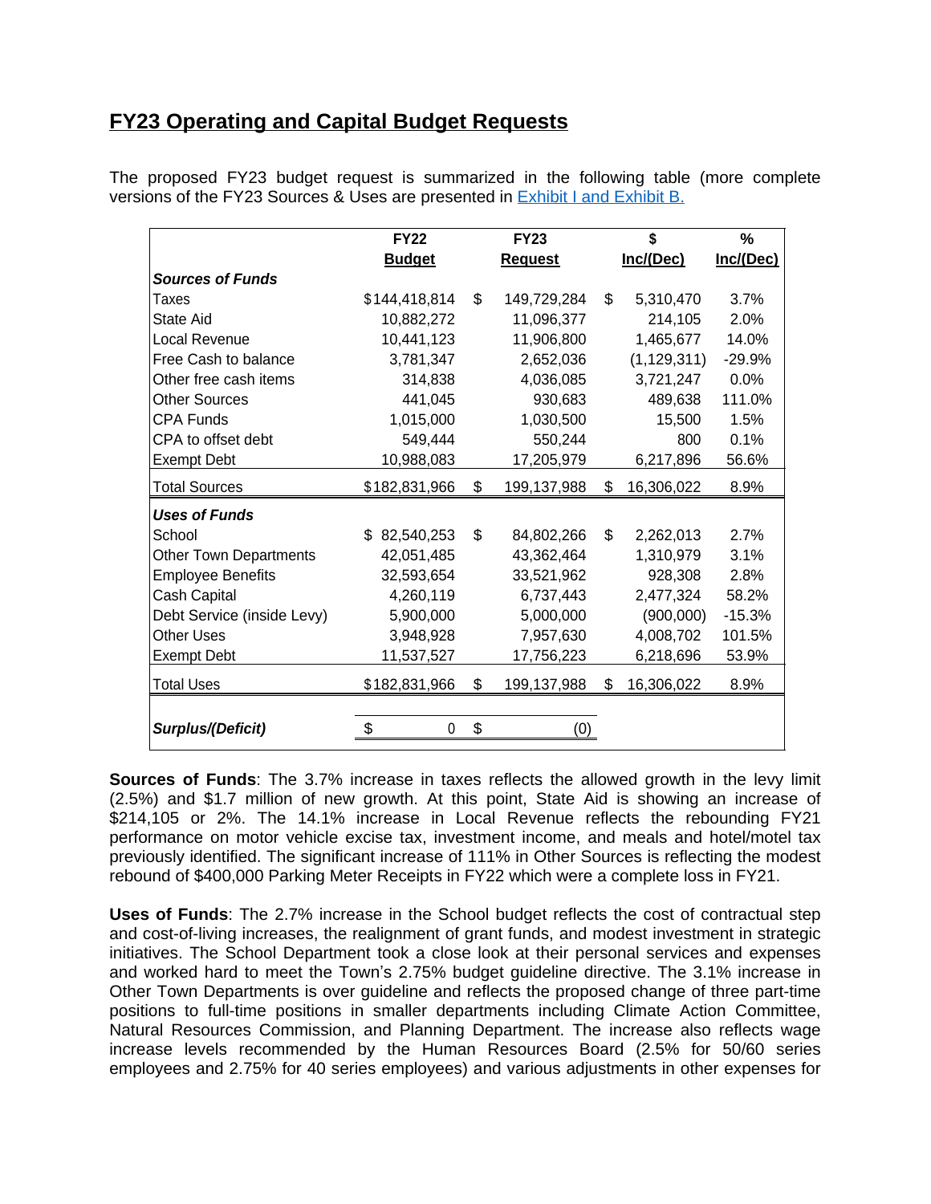## FY23 Operating and Capital Budget Requests

The proposed FY23 budget request is summarized in the following table (more complete versions of the FY23 Sources & Uses are presented in Exhibit I and Exhibit B.

| | FY22 Budget | FY23 Request | $ Inc/(Dec) | % Inc/(Dec) |
|---|---|---|---|---|
| ***Sources of Funds*** | | | | |
| Taxes | $144,418,814 | $ 149,729,284 | $ 5,310,470 | 3.7% |
| State Aid | 10,882,272 | 11,096,377 | 214,105 | 2.0% |
| Local Revenue | 10,441,123 | 11,906,800 | 1,465,677 | 14.0% |
| Free Cash to balance | 3,781,347 | 2,652,036 | (1,129,311) | -29.9% |
| Other free cash items | 314,838 | 4,036,085 | 3,721,247 | 0.0% |
| Other Sources | 441,045 | 930,683 | 489,638 | 111.0% |
| CPA Funds | 1,015,000 | 1,030,500 | 15,500 | 1.5% |
| CPA to offset debt | 549,444 | 550,244 | 800 | 0.1% |
| Exempt Debt | 10,988,083 | 17,205,979 | 6,217,896 | 56.6% |
| Total Sources | $182,831,966 | $ 199,137,988 | $ 16,306,022 | 8.9% |
| ***Uses of Funds*** | | | | |
| School | $ 82,540,253 | $ 84,802,266 | $ 2,262,013 | 2.7% |
| Other Town Departments | 42,051,485 | 43,362,464 | 1,310,979 | 3.1% |
| Employee Benefits | 32,593,654 | 33,521,962 | 928,308 | 2.8% |
| Cash Capital | 4,260,119 | 6,737,443 | 2,477,324 | 58.2% |
| Debt Service (inside Levy) | 5,900,000 | 5,000,000 | (900,000) | -15.3% |
| Other Uses | 3,948,928 | 7,957,630 | 4,008,702 | 101.5% |
| Exempt Debt | 11,537,527 | 17,756,223 | 6,218,696 | 53.9% |
| Total Uses | $182,831,966 | $ 199,137,988 | $ 16,306,022 | 8.9% |
| ***Surplus/(Deficit)*** | $ 0 | $ (0) | | |

**Sources of Funds**: The 3.7% increase in taxes reflects the allowed growth in the levy limit (2.5%) and $1.7 million of new growth. At this point, State Aid is showing an increase of $214,105 or 2%. The 14.1% increase in Local Revenue reflects the rebounding FY21 performance on motor vehicle excise tax, investment income, and meals and hotel/motel tax previously identified. The significant increase of 111% in Other Sources is reflecting the modest rebound of $400,000 Parking Meter Receipts in FY22 which were a complete loss in FY21.

**Uses of Funds**: The 2.7% increase in the School budget reflects the cost of contractual step and cost-of-living increases, the realignment of grant funds, and modest investment in strategic initiatives. The School Department took a close look at their personal services and expenses and worked hard to meet the Town's 2.75% budget guideline directive. The 3.1% increase in Other Town Departments is over guideline and reflects the proposed change of three part-time positions to full-time positions in smaller departments including Climate Action Committee, Natural Resources Commission, and Planning Department. The increase also reflects wage increase levels recommended by the Human Resources Board (2.5% for 50/60 series employees and 2.75% for 40 series employees) and various adjustments in other expenses for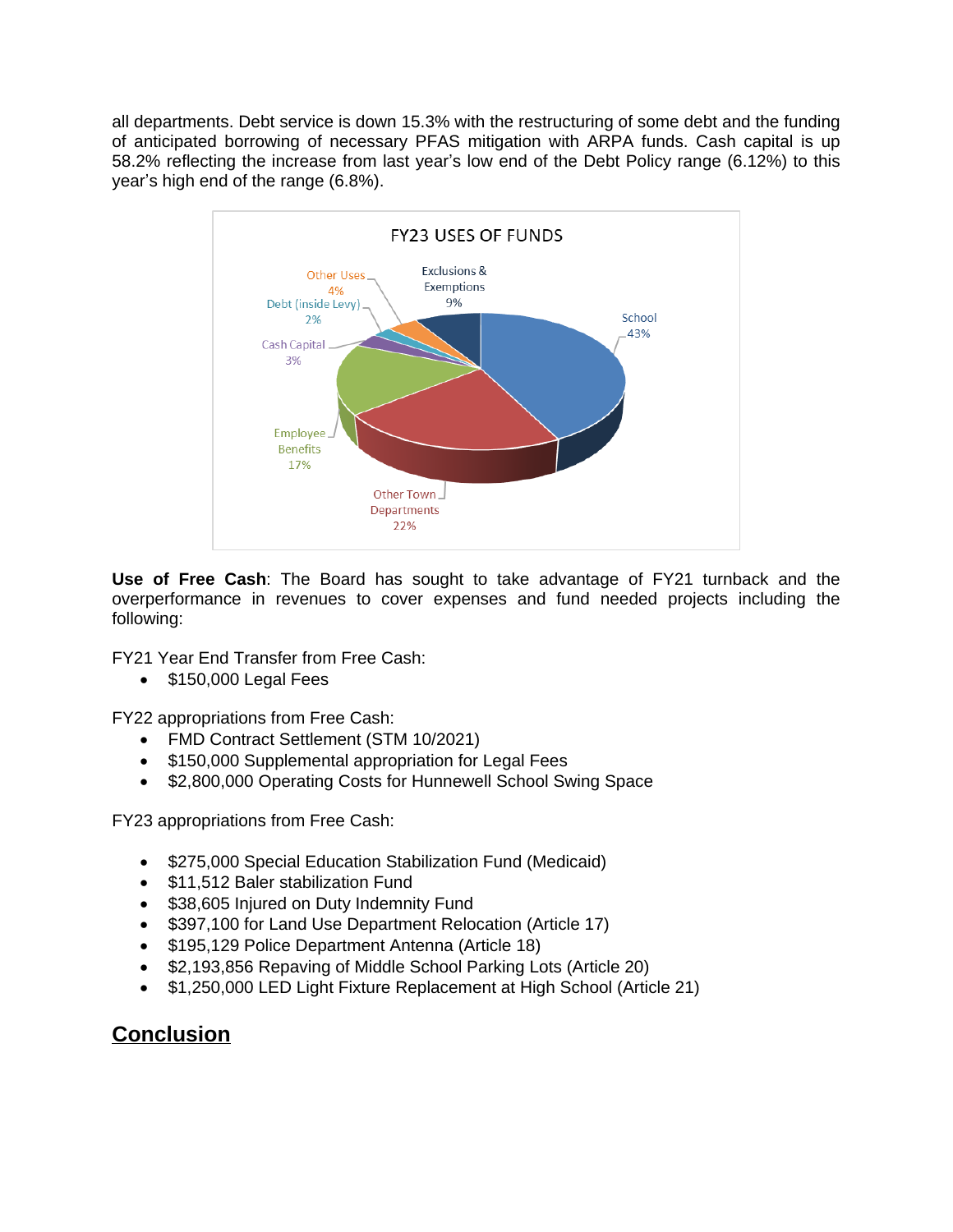all departments. Debt service is down 15.3% with the restructuring of some debt and the funding of anticipated borrowing of necessary PFAS mitigation with ARPA funds. Cash capital is up 58.2% reflecting the increase from last year's low end of the Debt Policy range (6.12%) to this year's high end of the range (6.8%).

FY23 USES OF FUNDS

| Category | Share |
| --- | --- |
| School | 43% |
| Other Town Departments | 22% |
| Employee Benefits | 17% |
| Cash Capital | 3% |
| Debt (inside Levy) | 2% |
| Other Uses | 4% |
| Exclusions & Exemptions | 9% |

**Use of Free Cash**: The Board has sought to take advantage of FY21 turnback and the overperformance in revenues to cover expenses and fund needed projects including the following:

FY21 Year End Transfer from Free Cash:

- $150,000 Legal Fees

FY22 appropriations from Free Cash:

- FMD Contract Settlement (STM 10/2021)
- $150,000 Supplemental appropriation for Legal Fees
- $2,800,000 Operating Costs for Hunnewell School Swing Space

FY23 appropriations from Free Cash:

- $275,000 Special Education Stabilization Fund (Medicaid)
- $11,512 Baler stabilization Fund
- $38,605 Injured on Duty Indemnity Fund
- $397,100 for Land Use Department Relocation (Article 17)
- $195,129 Police Department Antenna (Article 18)
- $2,193,856 Repaving of Middle School Parking Lots (Article 20)
- $1,250,000 LED Light Fixture Replacement at High School (Article 21)

## Conclusion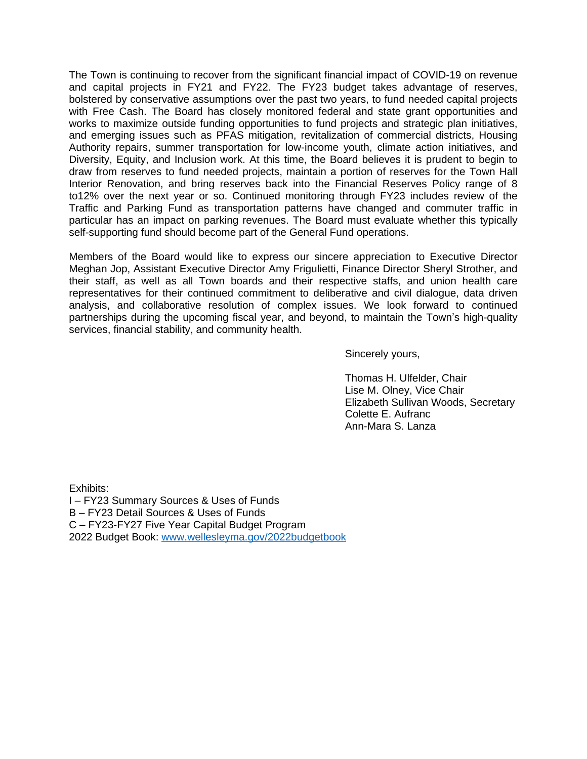The Town is continuing to recover from the significant financial impact of COVID-19 on revenue and capital projects in FY21 and FY22. The FY23 budget takes advantage of reserves, bolstered by conservative assumptions over the past two years, to fund needed capital projects with Free Cash. The Board has closely monitored federal and state grant opportunities and works to maximize outside funding opportunities to fund projects and strategic plan initiatives, and emerging issues such as PFAS mitigation, revitalization of commercial districts, Housing Authority repairs, summer transportation for low-income youth, climate action initiatives, and Diversity, Equity, and Inclusion work. At this time, the Board believes it is prudent to begin to draw from reserves to fund needed projects, maintain a portion of reserves for the Town Hall Interior Renovation, and bring reserves back into the Financial Reserves Policy range of 8 to12% over the next year or so. Continued monitoring through FY23 includes review of the Traffic and Parking Fund as transportation patterns have changed and commuter traffic in particular has an impact on parking revenues. The Board must evaluate whether this typically self-supporting fund should become part of the General Fund operations.

Members of the Board would like to express our sincere appreciation to Executive Director Meghan Jop, Assistant Executive Director Amy Frigulietti, Finance Director Sheryl Strother, and their staff, as well as all Town boards and their respective staffs, and union health care representatives for their continued commitment to deliberative and civil dialogue, data driven analysis, and collaborative resolution of complex issues. We look forward to continued partnerships during the upcoming fiscal year, and beyond, to maintain the Town's high-quality services, financial stability, and community health.

Sincerely yours,

Thomas H. Ulfelder, Chair
Lise M. Olney, Vice Chair
Elizabeth Sullivan Woods, Secretary
Colette E. Aufranc
Ann-Mara S. Lanza

Exhibits:
I – FY23 Summary Sources & Uses of Funds
B – FY23 Detail Sources & Uses of Funds
C – FY23-FY27 Five Year Capital Budget Program
2022 Budget Book: [www.wellesleyma.gov/2022budgetbook](http://www.wellesleyma.gov/2022budgetbook)